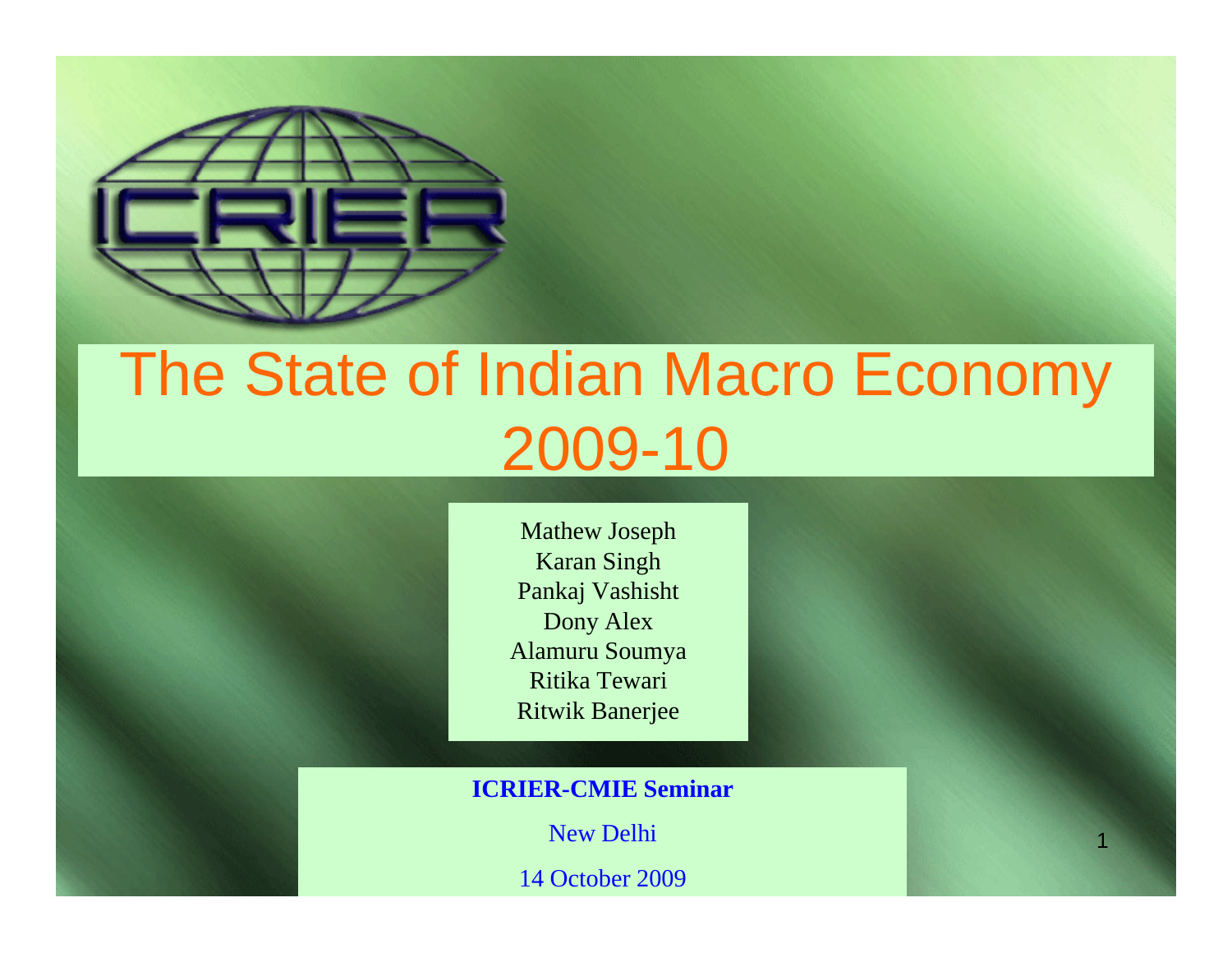# The State of Indian Macro Economy 2009-10

Mathew Joseph
Karan Singh
Pankaj Vashisht
Dony Alex
Alamuru Soumya
Ritika Tewari
Ritwik Banerjee

**ICRIER-CMIE Seminar**

New Delhi

14 October 2009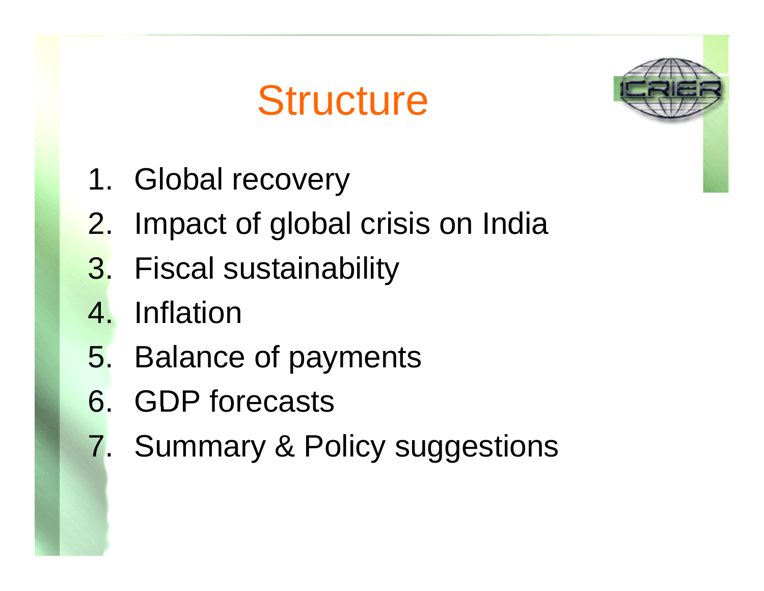# Structure

1. Global recovery
2. Impact of global crisis on India
3. Fiscal sustainability
4. Inflation
5. Balance of payments
6. GDP forecasts
7. Summary & Policy suggestions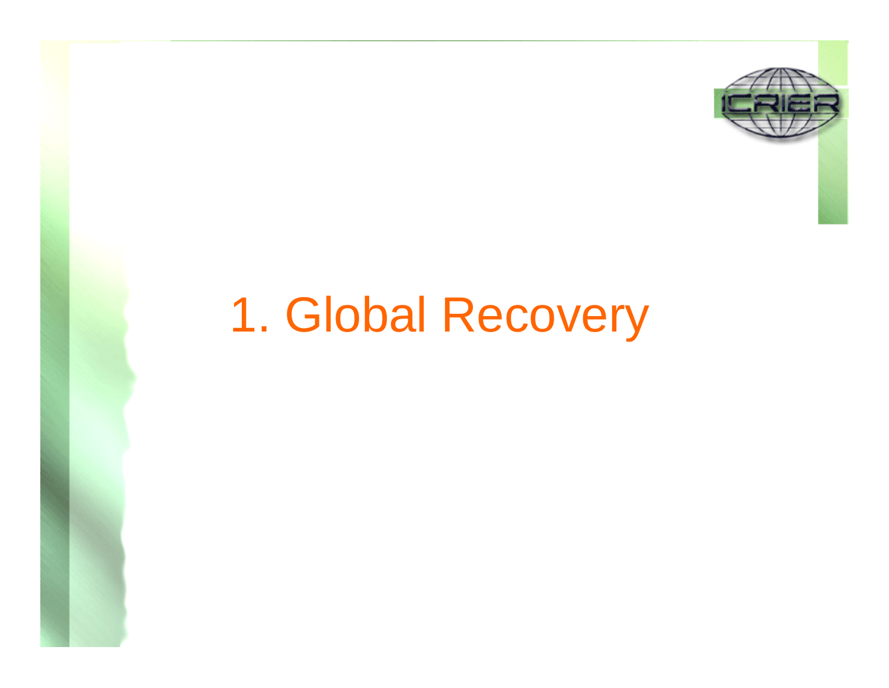# 1. Global Recovery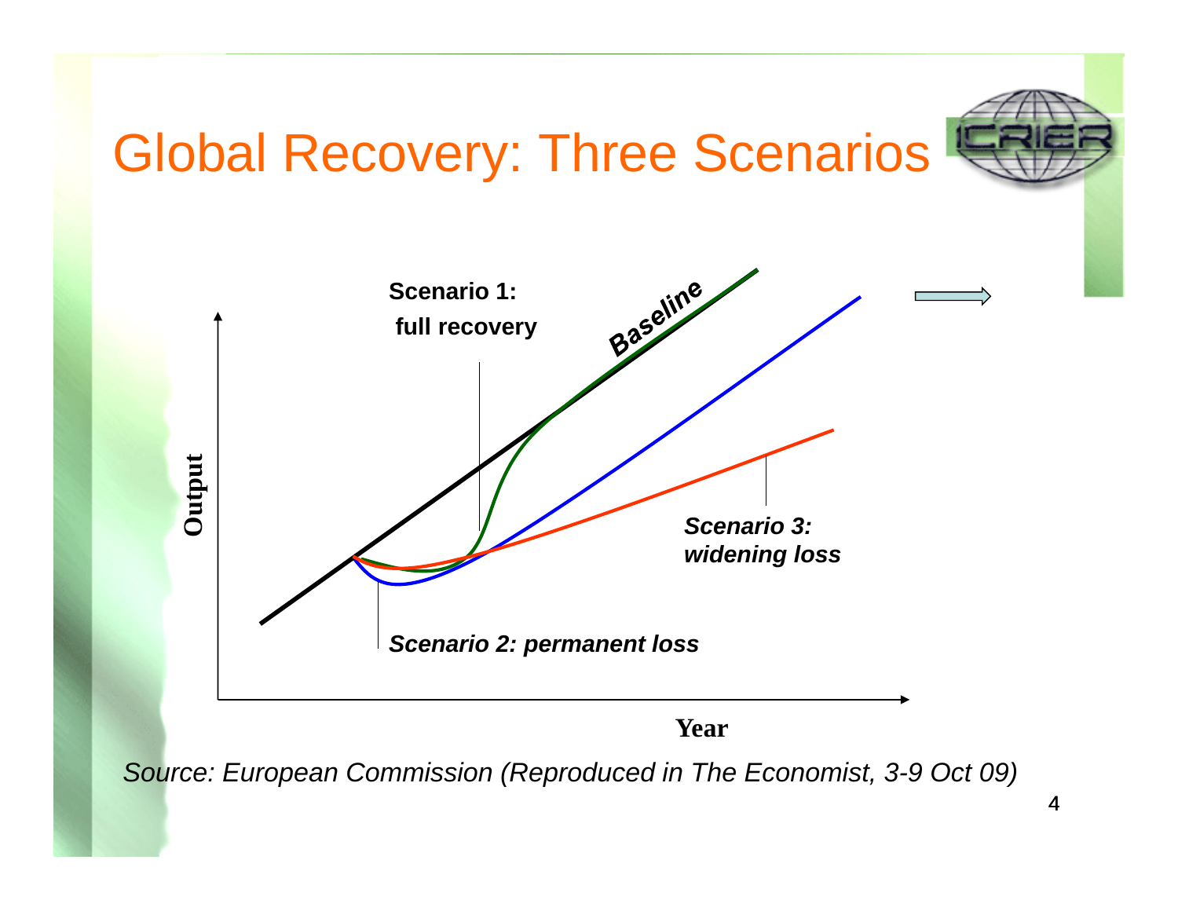# Global Recovery: Three Scenarios

Scenario 1: full recovery

Baseline

Scenario 2: permanent loss

Scenario 3: widening loss

Output

Year

*Source: European Commission (Reproduced in The Economist, 3-9 Oct 09)*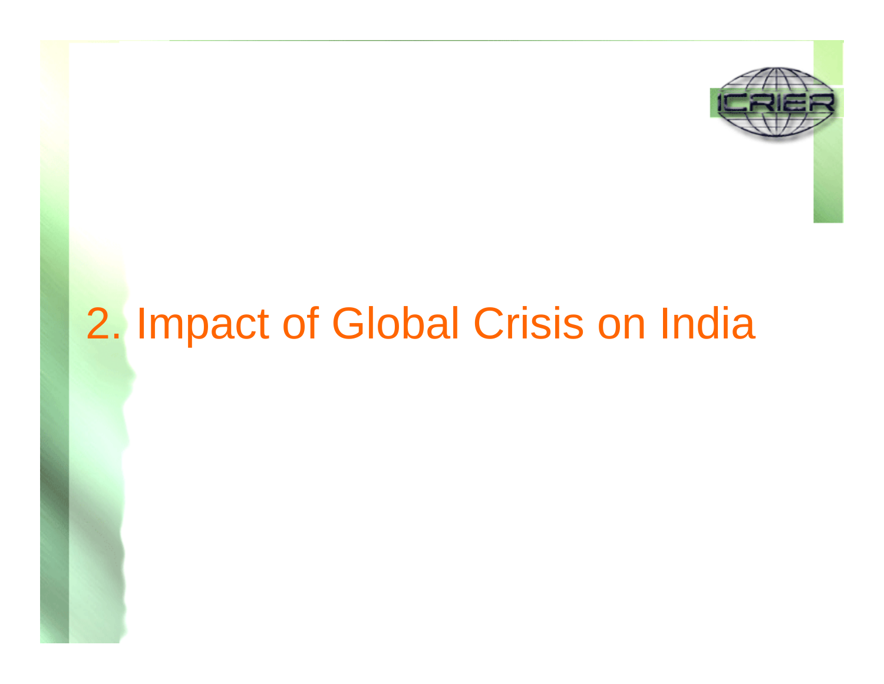# 2. Impact of Global Crisis on India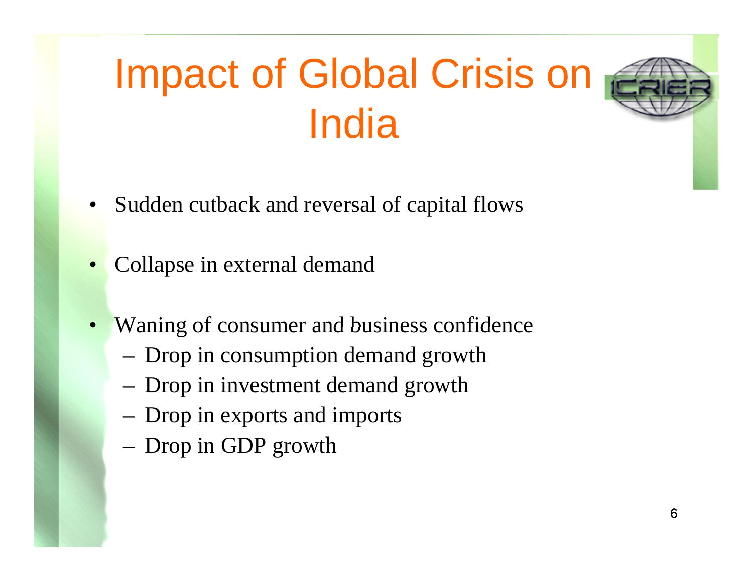# Impact of Global Crisis on India

- Sudden cutback and reversal of capital flows
- Collapse in external demand
- Waning of consumer and business confidence
  - Drop in consumption demand growth
  - Drop in investment demand growth
  - Drop in exports and imports
  - Drop in GDP growth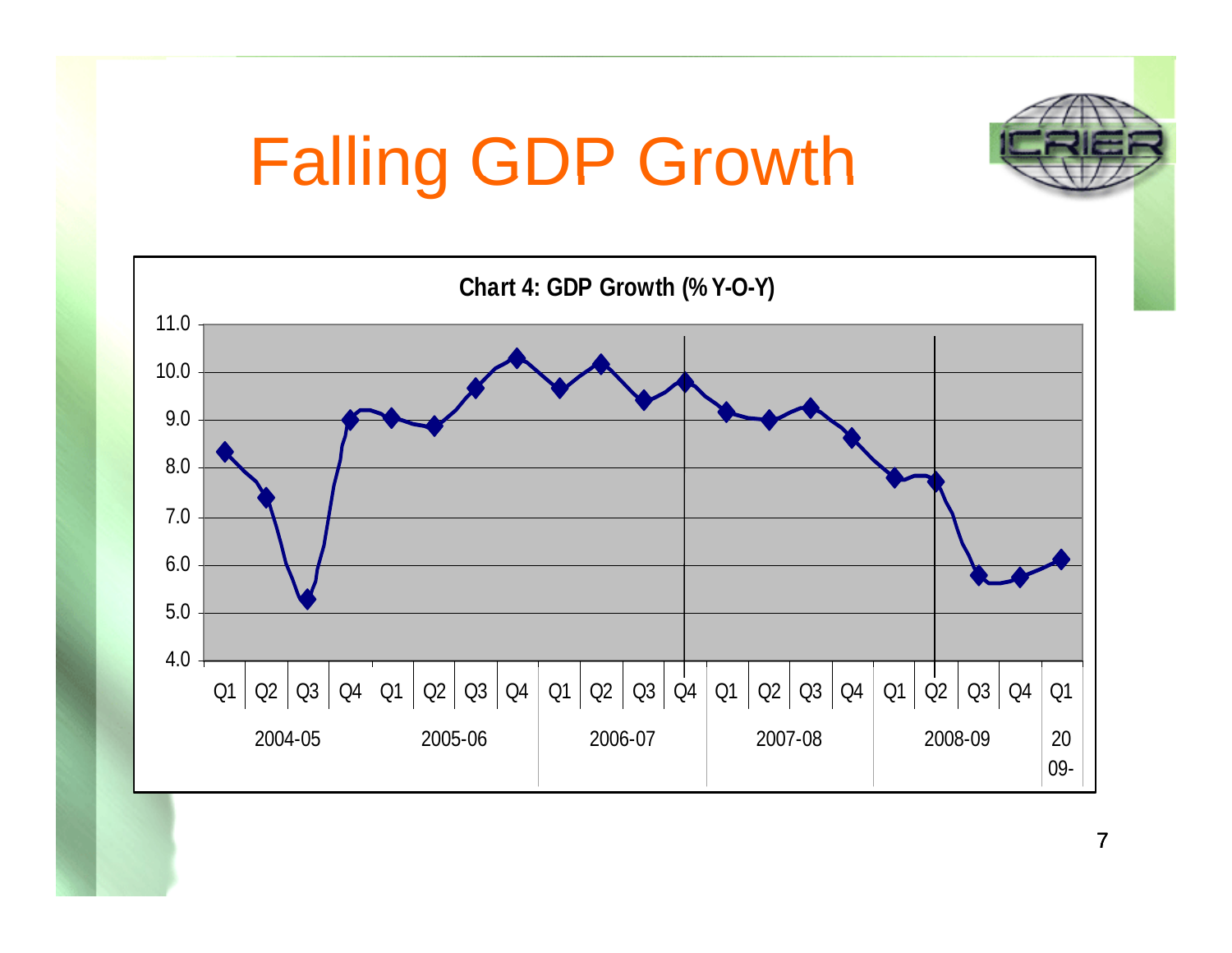# Falling GDP Growth

**Chart 4: GDP Growth (% Y-O-Y)**

| Year | Quarter | GDP Growth (% Y-O-Y) |
|---|---|---|
| 2004-05 | Q1 | 8.3 |
| | Q2 | 7.4 |
| | Q3 | 5.3 |
| | Q4 | 9.0 |
| 2005-06 | Q1 | 9.0 |
| | Q2 | 8.9 |
| | Q3 | 9.7 |
| | Q4 | 10.3 |
| 2006-07 | Q1 | 9.6 |
| | Q2 | 10.2 |
| | Q3 | 9.4 |
| | Q4 | 9.8 |
| 2007-08 | Q1 | 9.2 |
| | Q2 | 9.0 |
| | Q3 | 9.3 |
| | Q4 | 8.6 |
| 2008-09 | Q1 | 7.8 |
| | Q2 | 7.7 |
| | Q3 | 5.8 |
| | Q4 | 5.8 |
| 2009- | Q1 | 6.1 |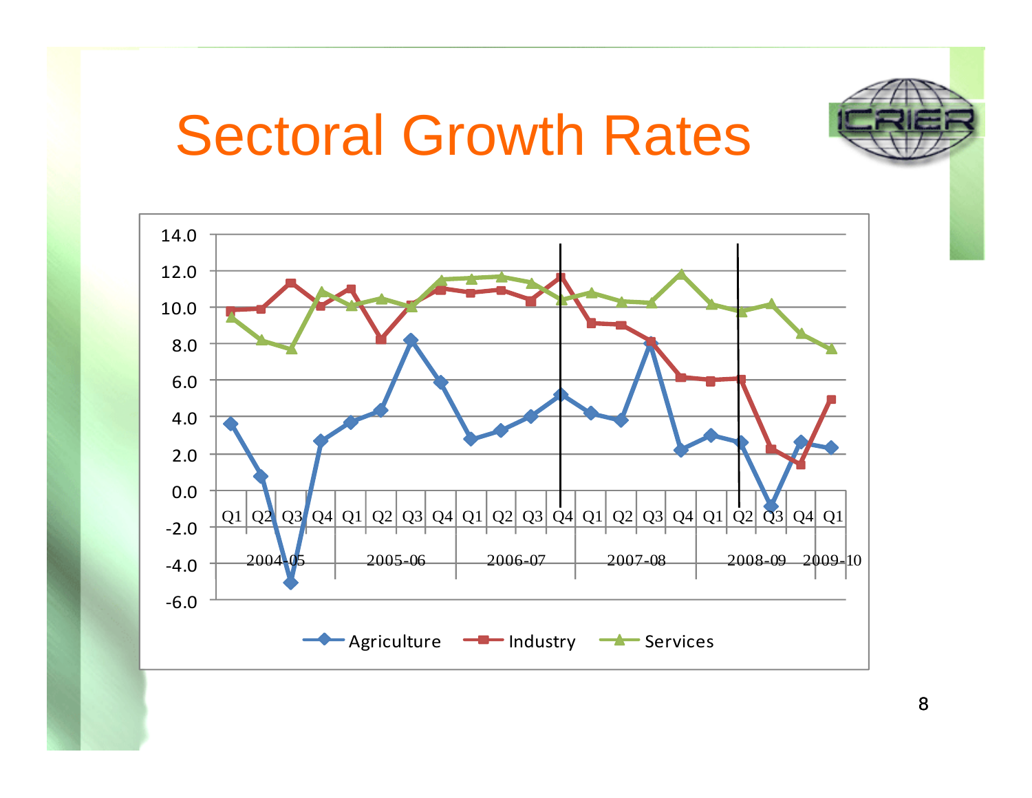# Sectoral Growth Rates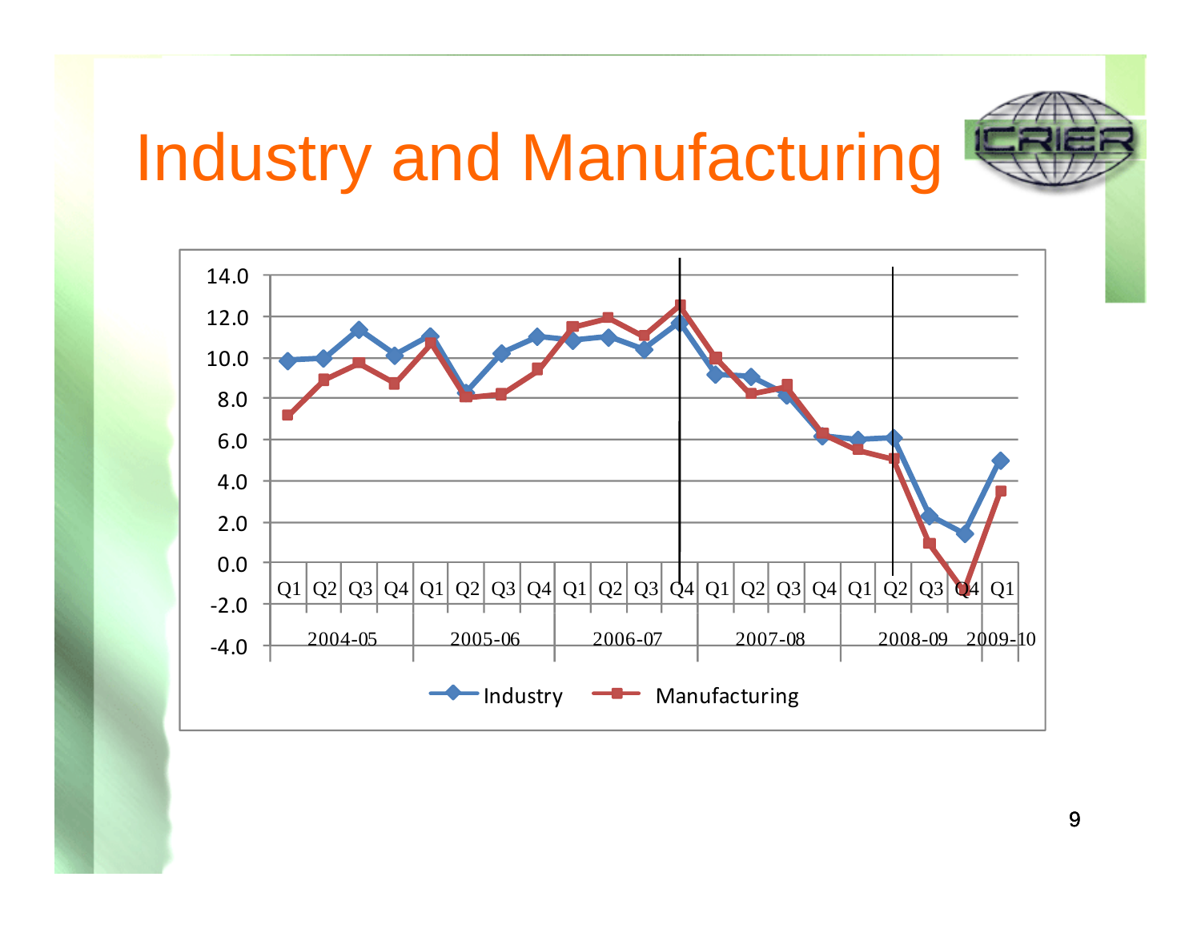# Industry and Manufacturing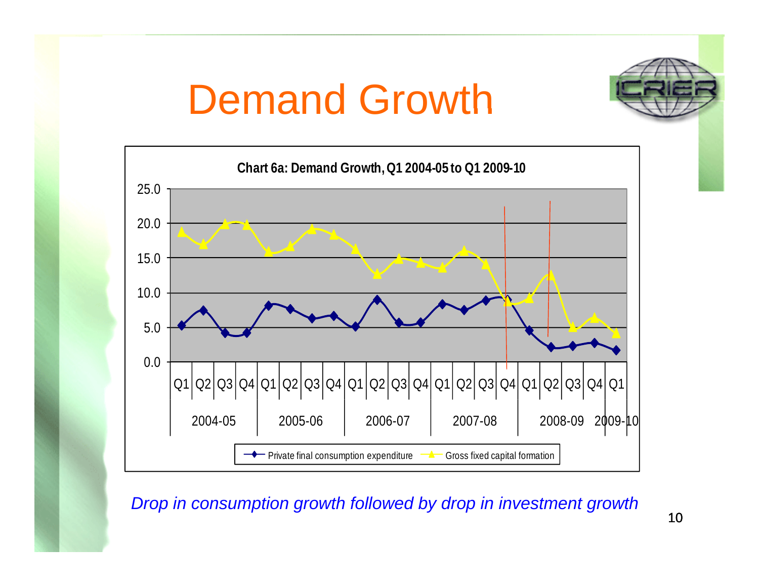# Demand Growth

**Chart 6a: Demand Growth, Q1 2004-05 to Q1 2009-10**

Legend: Private final consumption expenditure; Gross fixed capital formation

Y-axis: 0.0, 5.0, 10.0, 15.0, 20.0, 25.0

X-axis: Q1 Q2 Q3 Q4 (2004-05), Q1 Q2 Q3 Q4 (2005-06), Q1 Q2 Q3 Q4 (2006-07), Q1 Q2 Q3 Q4 (2007-08), Q1 Q2 Q3 Q4 (2008-09), Q1 (2009-10)

*Drop in consumption growth followed by drop in investment growth*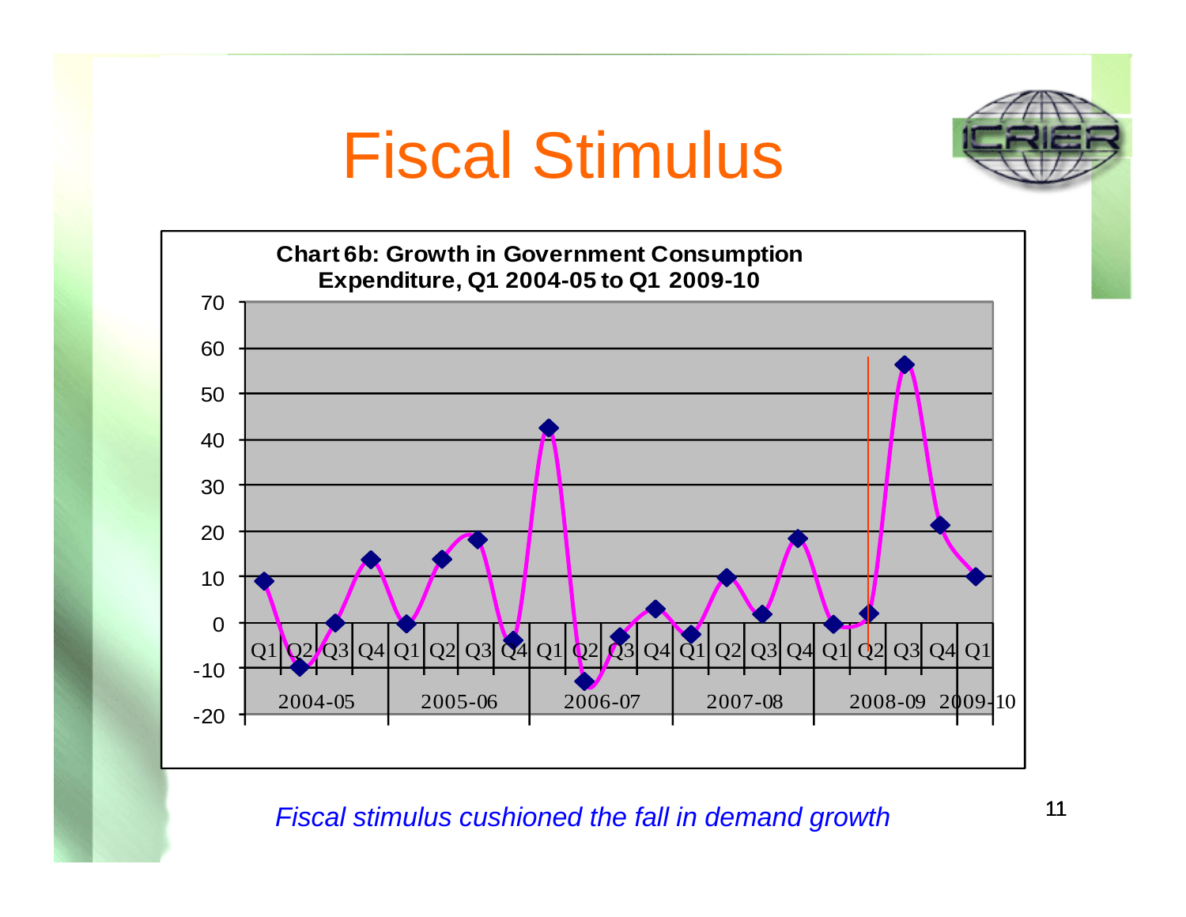# Fiscal Stimulus

**Chart 6b: Growth in Government Consumption Expenditure, Q1 2004-05 to Q1 2009-10**

*Fiscal stimulus cushioned the fall in demand growth*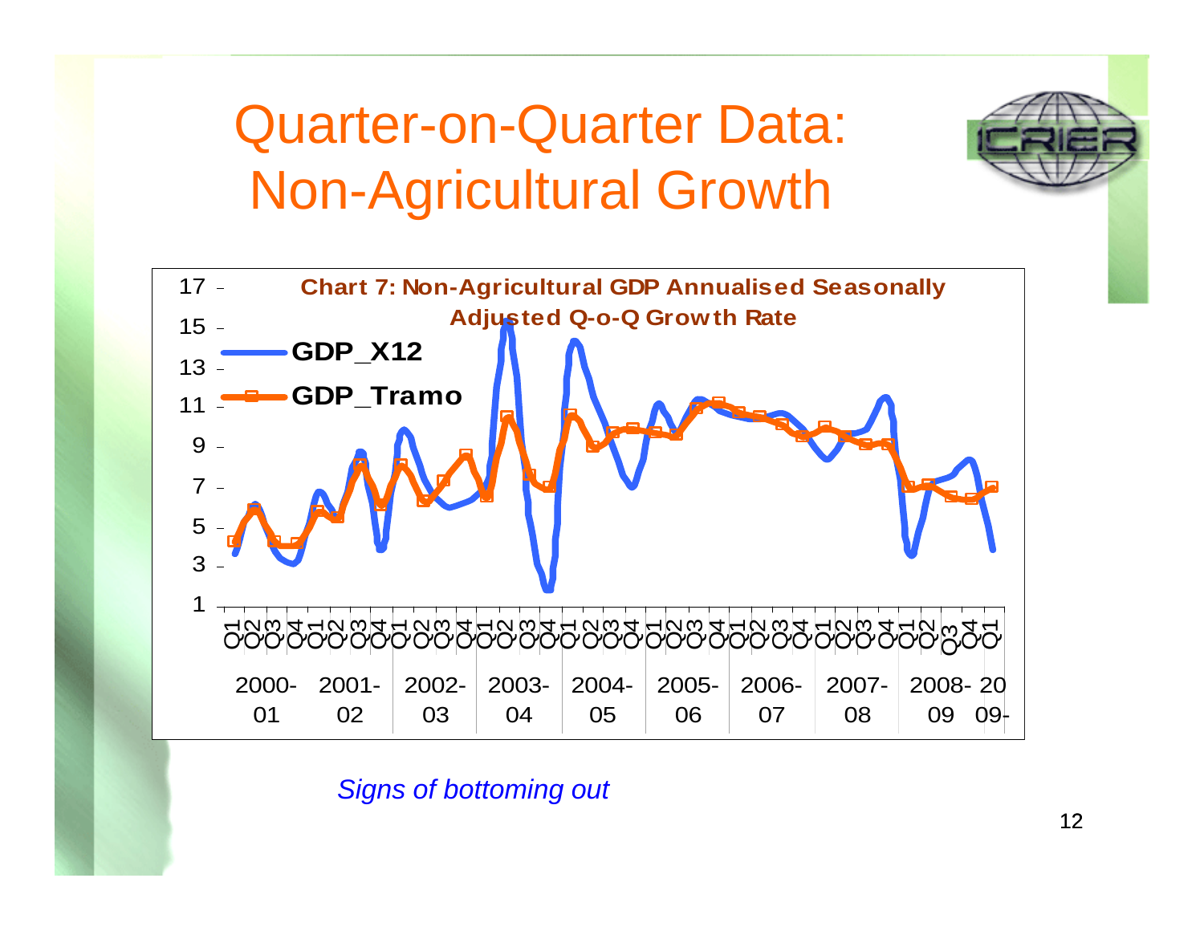# Quarter-on-Quarter Data: Non-Agricultural Growth

**Chart 7: Non-Agricultural GDP Annualised Seasonally Adjusted Q-o-Q Growth Rate**

*Signs of bottoming out*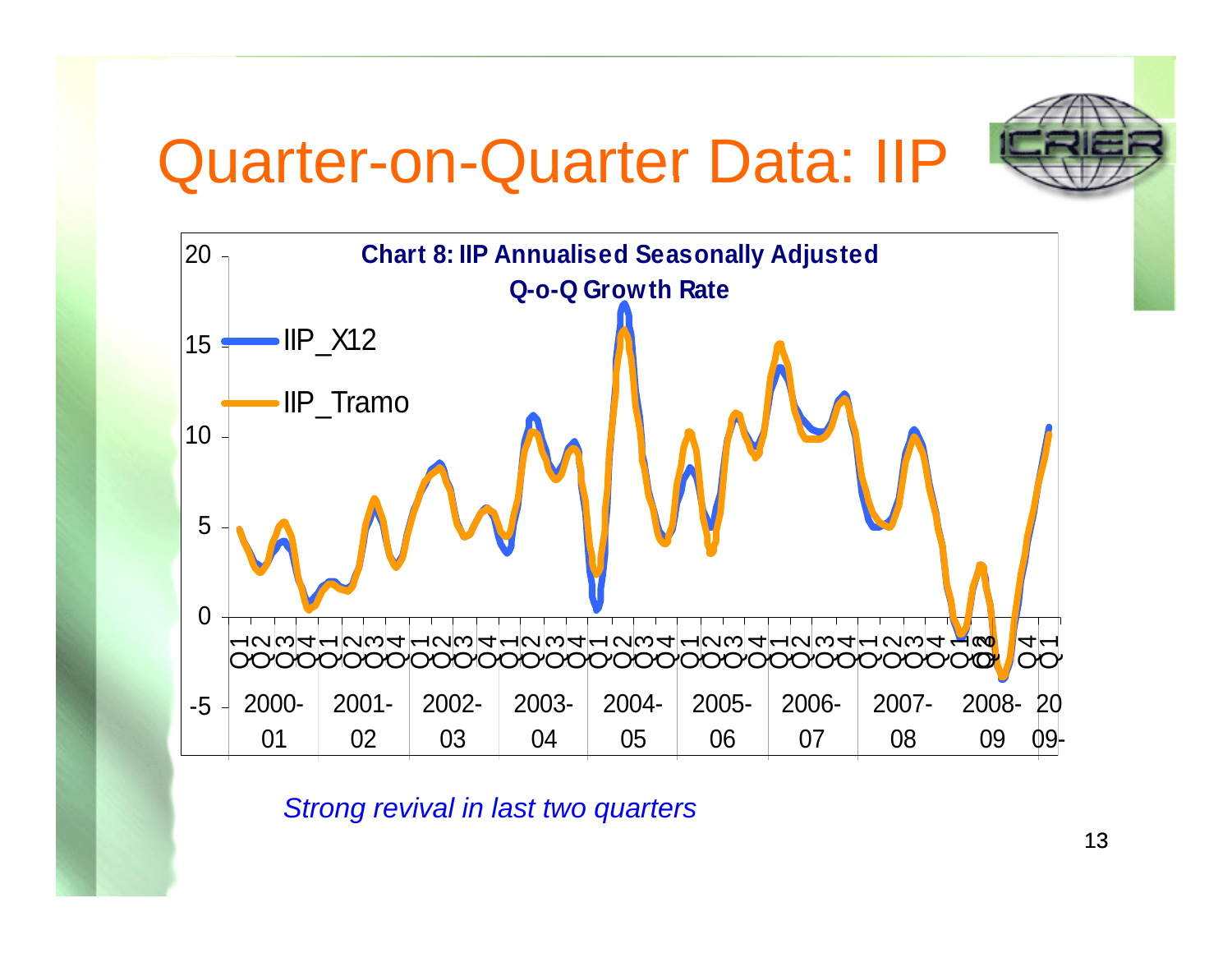# Quarter-on-Quarter Data: IIP

**Chart 8: IIP Annualised Seasonally Adjusted Q-o-Q Growth Rate**

IIP_X12

IIP_Tramo

*Strong revival in last two quarters*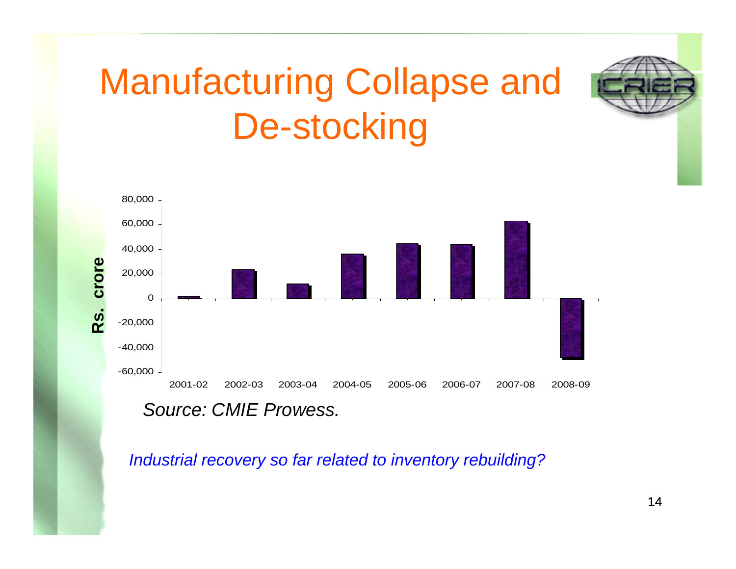# Manufacturing Collapse and De-stocking

*Source: CMIE Prowess.*

*Industrial recovery so far related to inventory rebuilding?*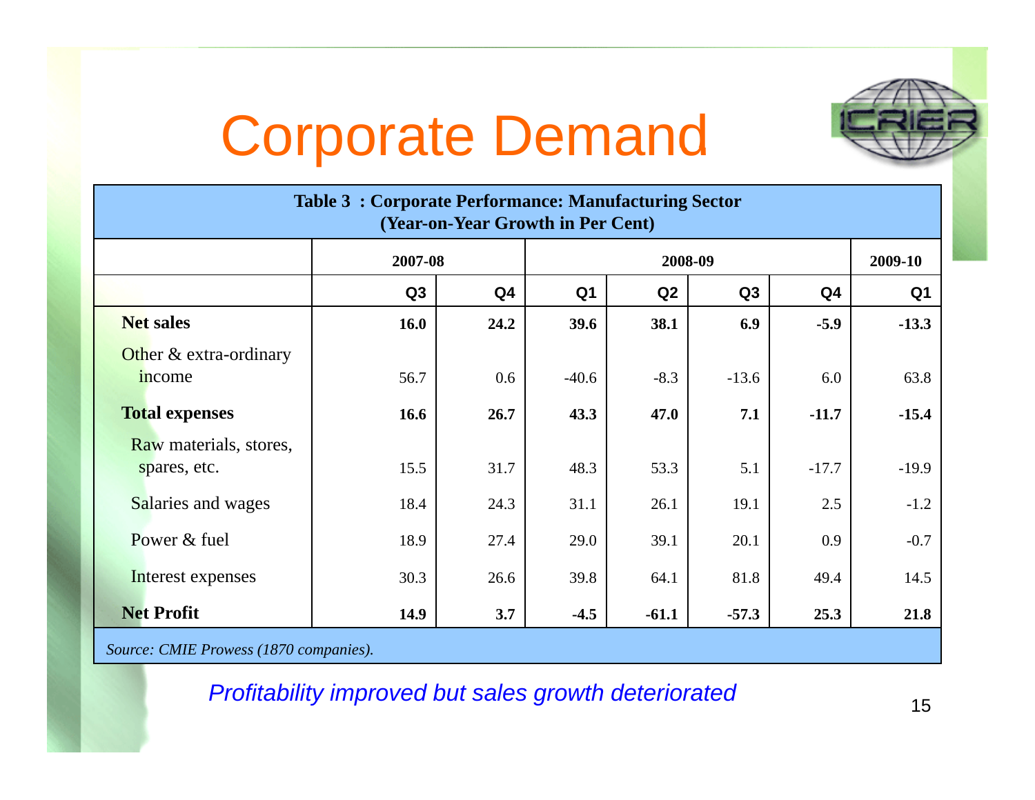# Corporate Demand

**Table 3 : Corporate Performance: Manufacturing Sector**
**(Year-on-Year Growth in Per Cent)**

| | 2007-08 | | 2008-09 | | | | 2009-10 |
|---|---|---|---|---|---|---|---|
| | Q3 | Q4 | Q1 | Q2 | Q3 | Q4 | Q1 |
| **Net sales** | **16.0** | **24.2** | **39.6** | **38.1** | **6.9** | **-5.9** | **-13.3** |
| Other & extra-ordinary income | 56.7 | 0.6 | -40.6 | -8.3 | -13.6 | 6.0 | 63.8 |
| **Total expenses** | **16.6** | **26.7** | **43.3** | **47.0** | **7.1** | **-11.7** | **-15.4** |
| Raw materials, stores, spares, etc. | 15.5 | 31.7 | 48.3 | 53.3 | 5.1 | -17.7 | -19.9 |
| Salaries and wages | 18.4 | 24.3 | 31.1 | 26.1 | 19.1 | 2.5 | -1.2 |
| Power & fuel | 18.9 | 27.4 | 29.0 | 39.1 | 20.1 | 0.9 | -0.7 |
| Interest expenses | 30.3 | 26.6 | 39.8 | 64.1 | 81.8 | 49.4 | 14.5 |
| **Net Profit** | **14.9** | **3.7** | **-4.5** | **-61.1** | **-57.3** | **25.3** | **21.8** |

*Source: CMIE Prowess (1870 companies).*

*Profitability improved but sales growth deteriorated*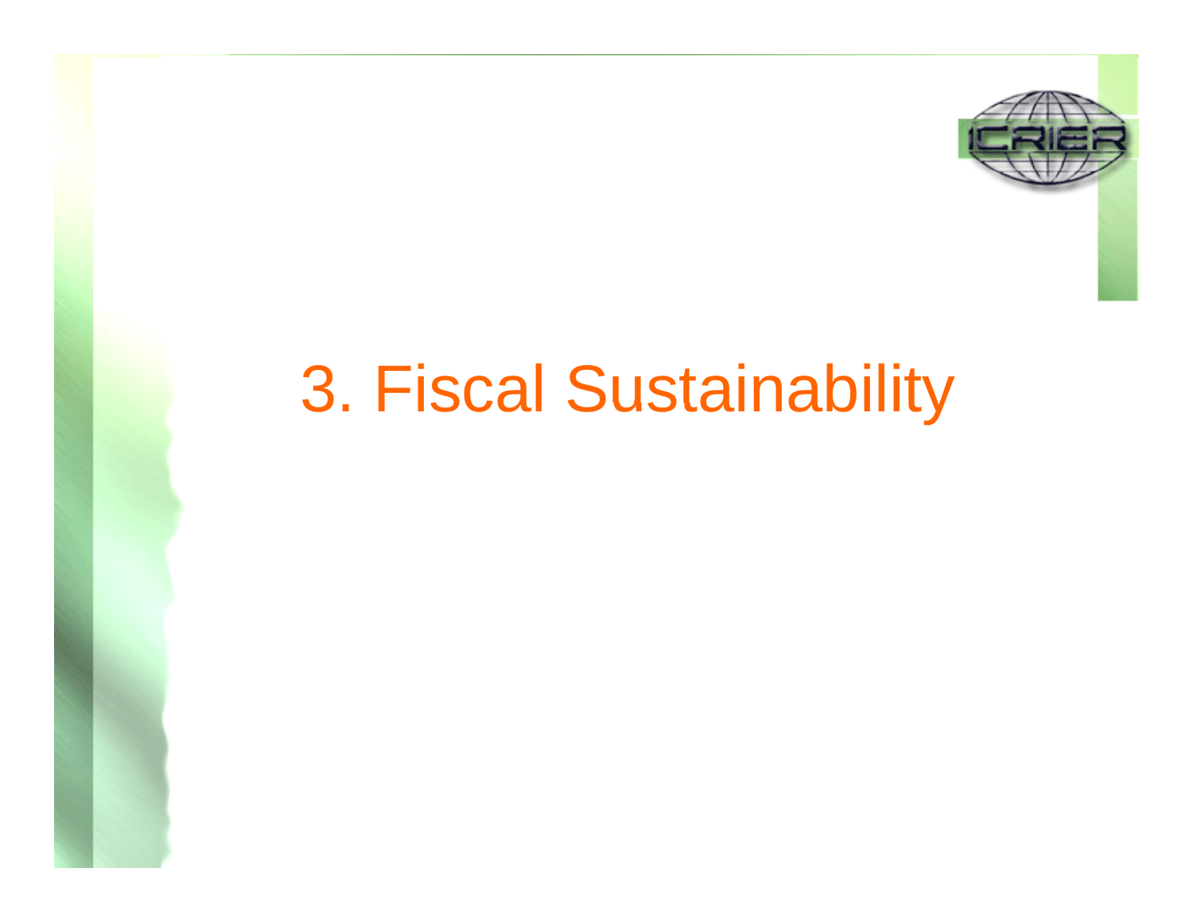# 3. Fiscal Sustainability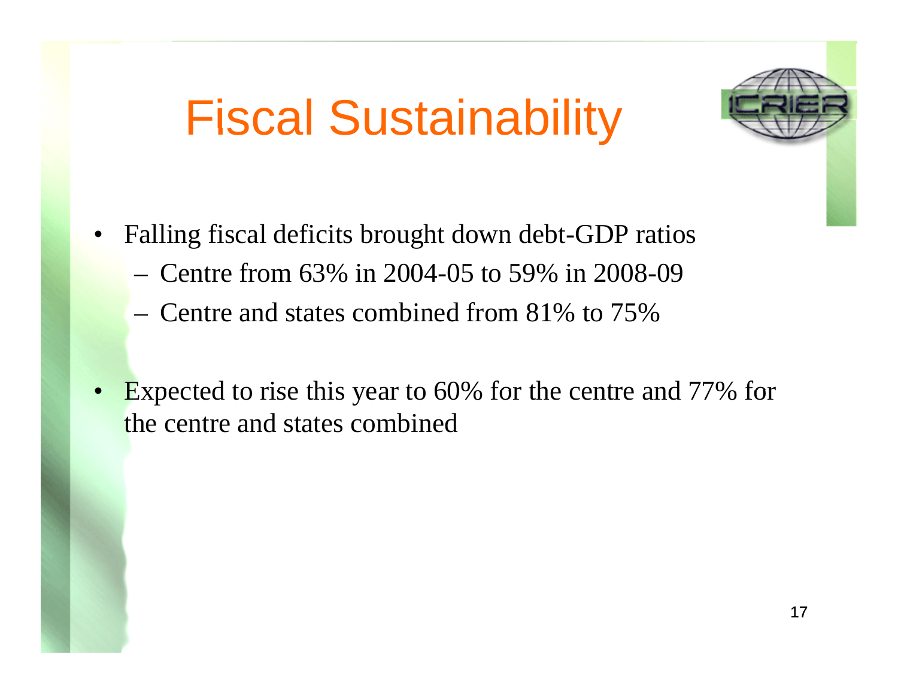# Fiscal Sustainability

- Falling fiscal deficits brought down debt-GDP ratios
  - Centre from 63% in 2004-05 to 59% in 2008-09
  - Centre and states combined from 81% to 75%

- Expected to rise this year to 60% for the centre and 77% for the centre and states combined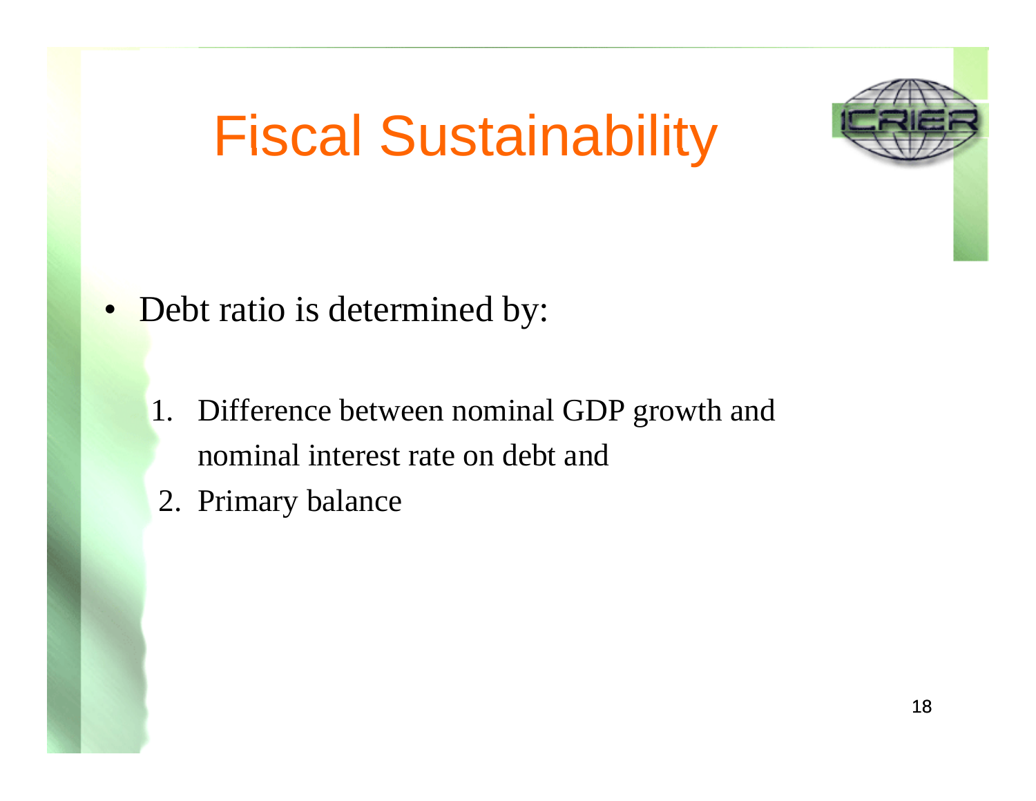# Fiscal Sustainability

- Debt ratio is determined by:

  1. Difference between nominal GDP growth and nominal interest rate on debt and
  2. Primary balance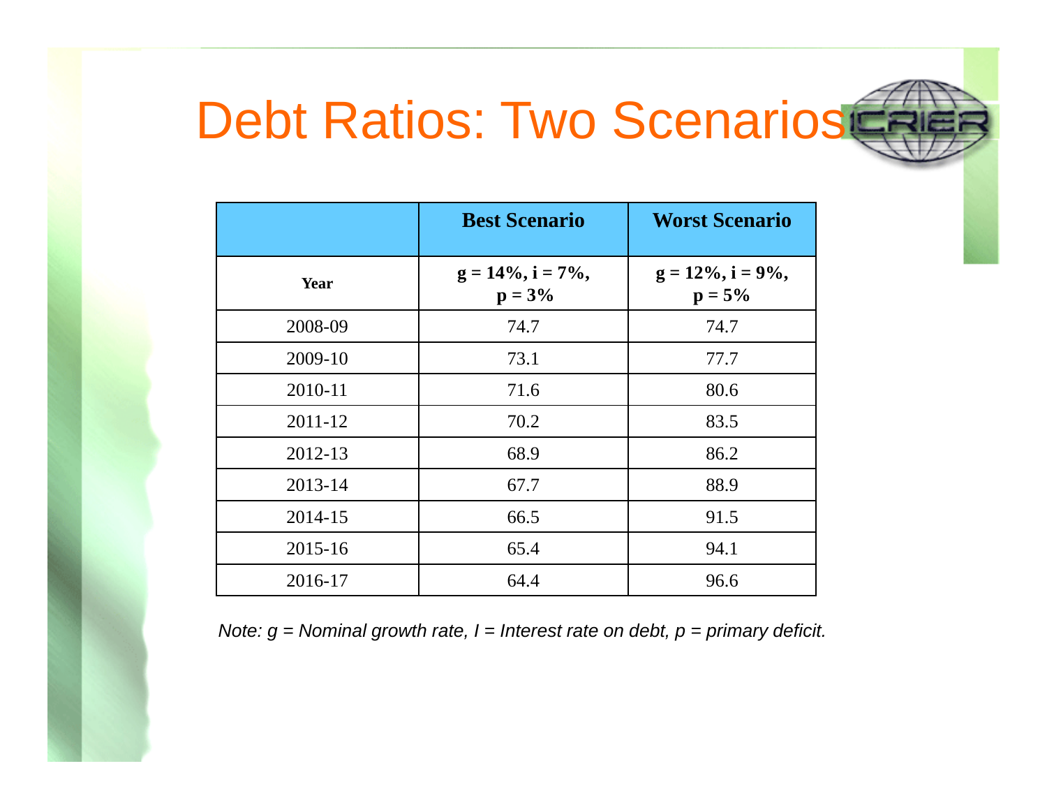# Debt Ratios: Two Scenarios

| | Best Scenario | Worst Scenario |
|---|---|---|
| **Year** | **g = 14%, i = 7%, p = 3%** | **g = 12%, i = 9%, p = 5%** |
| 2008-09 | 74.7 | 74.7 |
| 2009-10 | 73.1 | 77.7 |
| 2010-11 | 71.6 | 80.6 |
| 2011-12 | 70.2 | 83.5 |
| 2012-13 | 68.9 | 86.2 |
| 2013-14 | 67.7 | 88.9 |
| 2014-15 | 66.5 | 91.5 |
| 2015-16 | 65.4 | 94.1 |
| 2016-17 | 64.4 | 96.6 |

*Note: g = Nominal growth rate, I = Interest rate on debt, p = primary deficit.*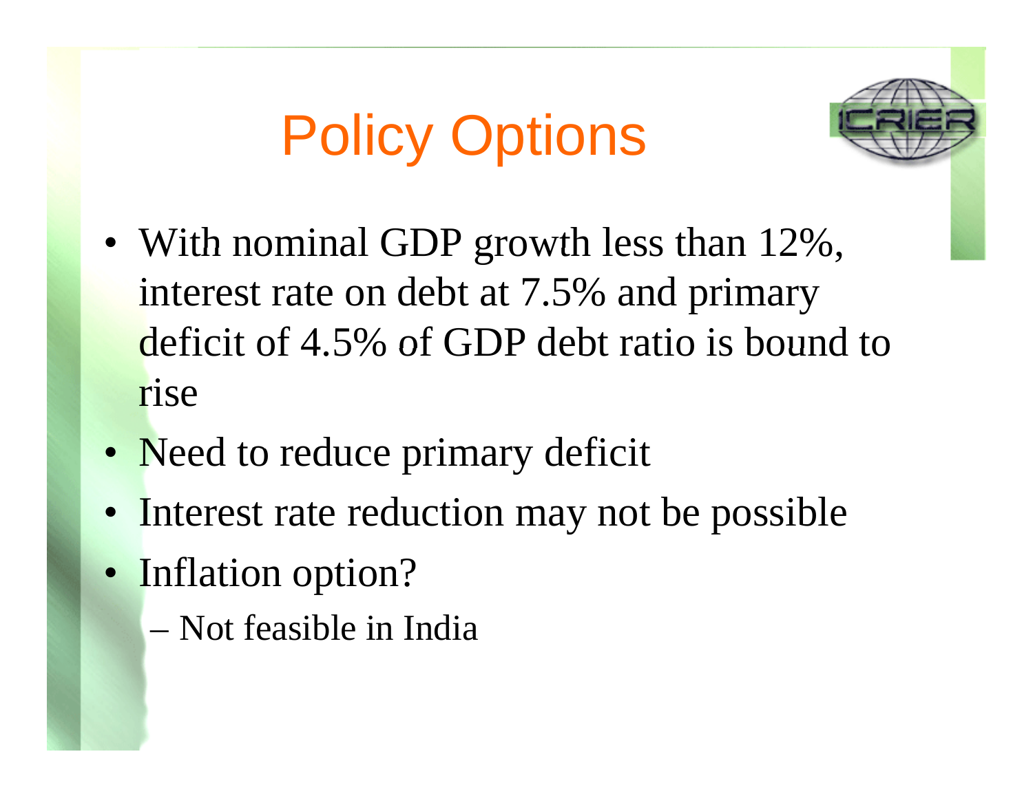# Policy Options

- With nominal GDP growth less than 12%, interest rate on debt at 7.5% and primary deficit of 4.5% of GDP debt ratio is bound to rise
- Need to reduce primary deficit
- Interest rate reduction may not be possible
- Inflation option?
  - Not feasible in India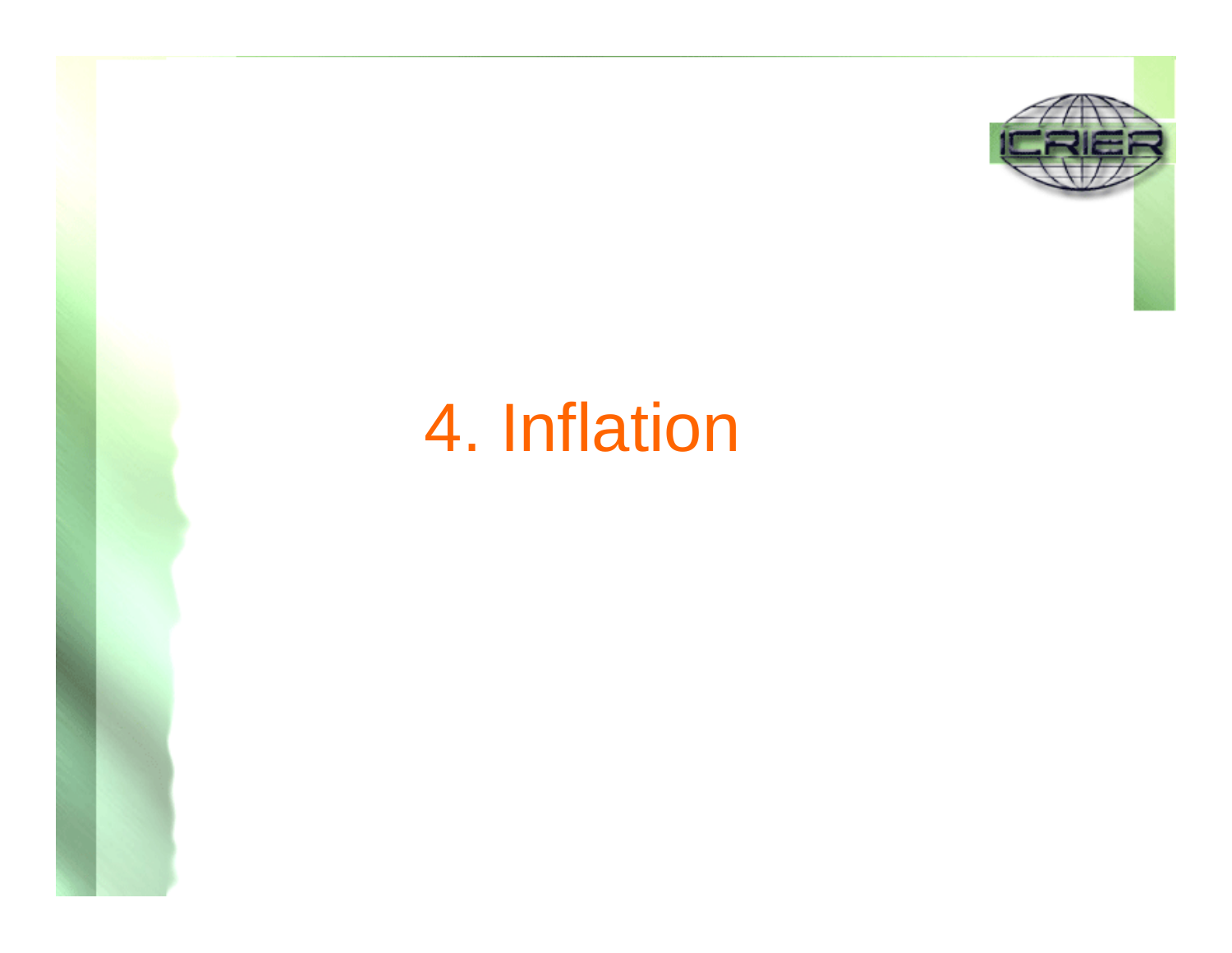# 4. Inflation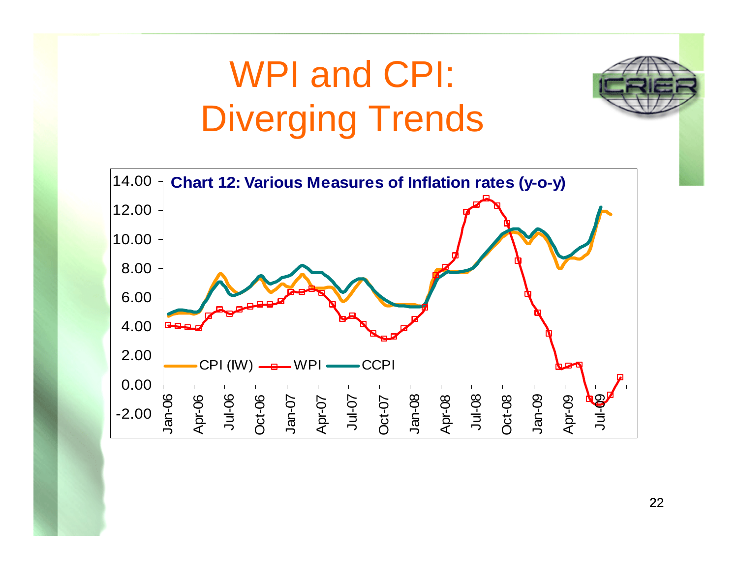# WPI and CPI: Diverging Trends

**Chart 12: Various Measures of Inflation rates (y-o-y)**

CPI (IW) — WPI — CCPI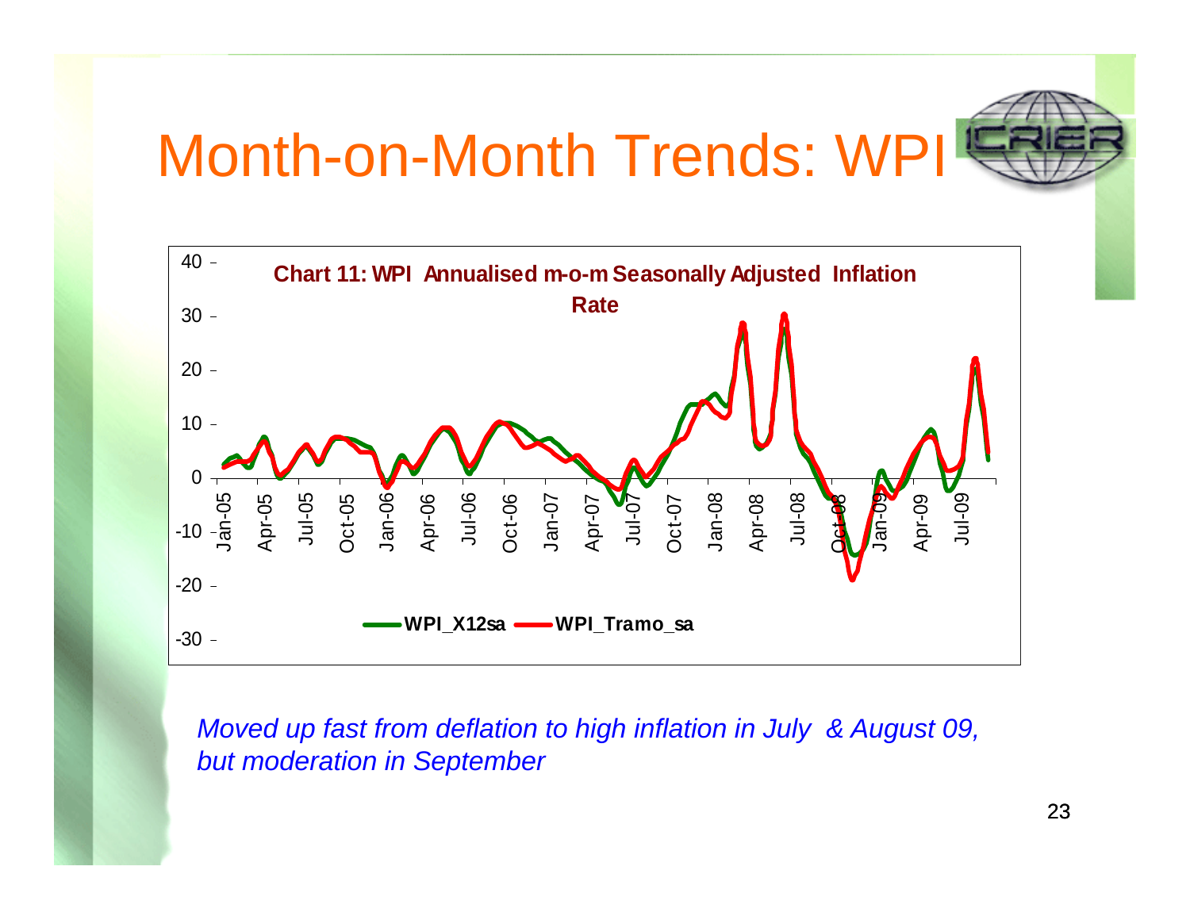# Month-on-Month Trends: WPI

**Chart 11: WPI Annualised m-o-m Seasonally Adjusted Inflation Rate**

*Moved up fast from deflation to high inflation in July & August 09, but moderation in September*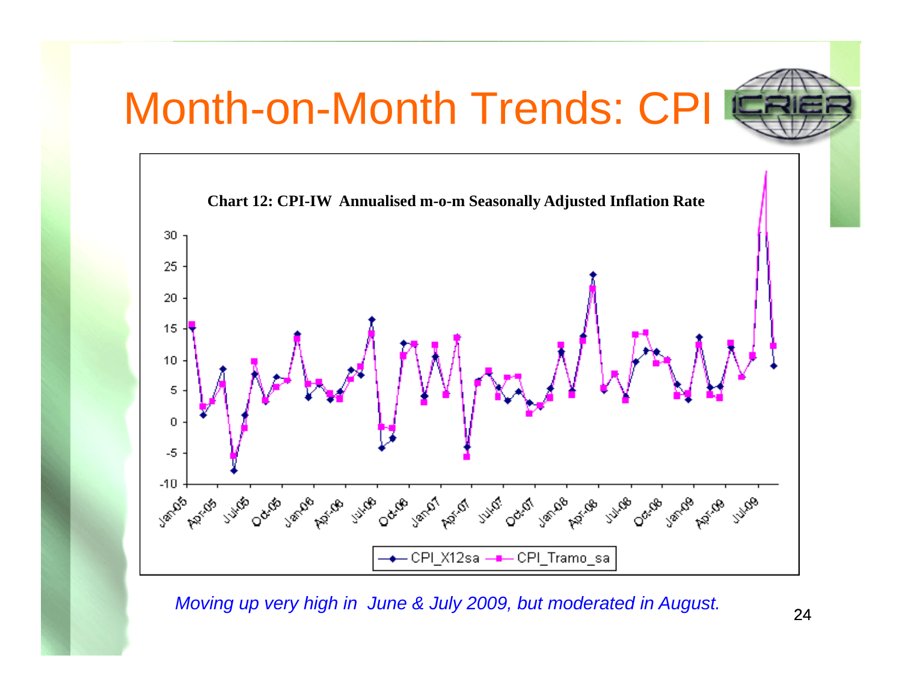# Month-on-Month Trends: CPI

**Chart 12: CPI-IW Annualised m-o-m Seasonally Adjusted Inflation Rate**

*Moving up very high in June & July 2009, but moderated in August.*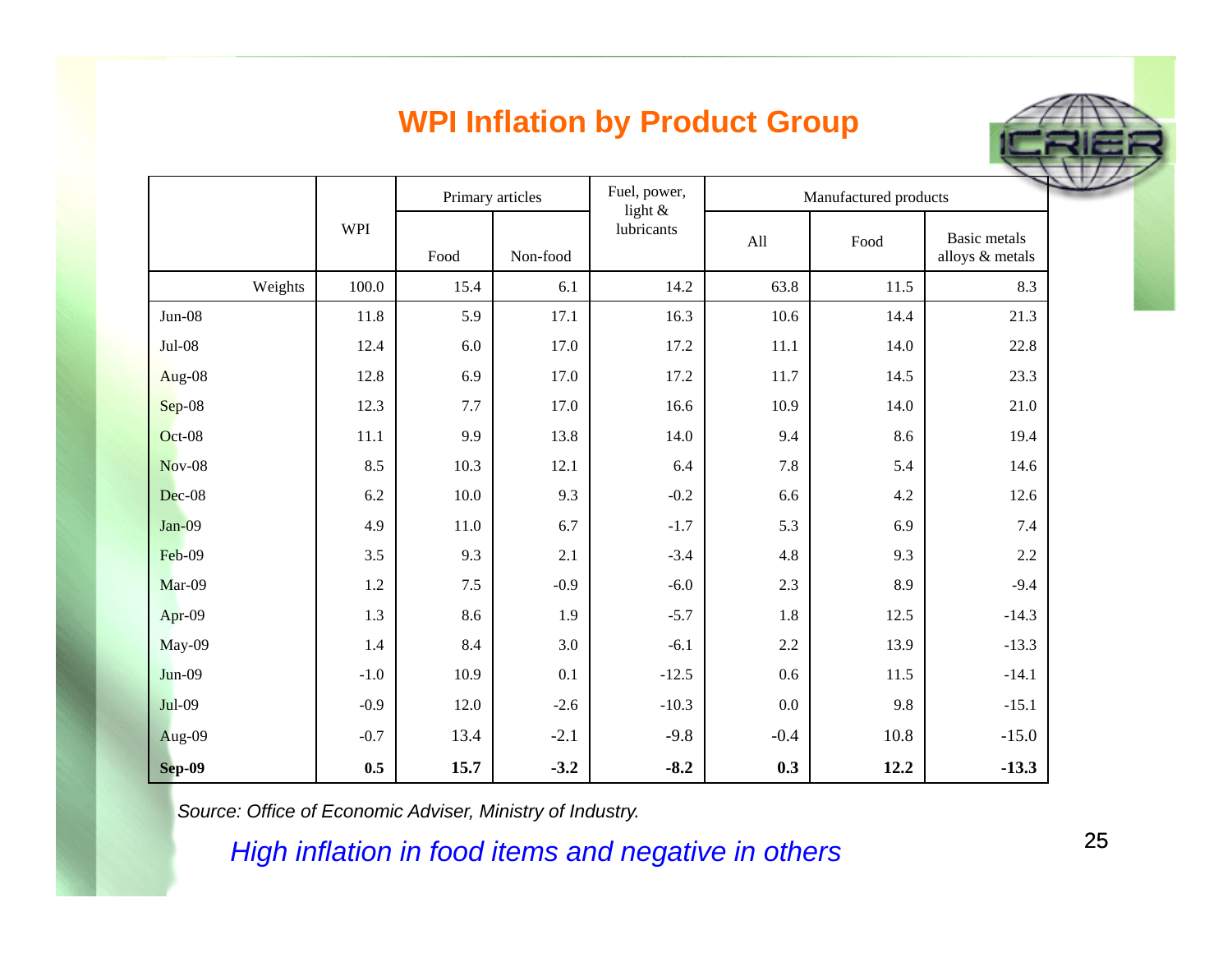## WPI Inflation by Product Group

| | WPI | Primary articles | | Fuel, power, light & lubricants | Manufactured products | | |
|---|---|---|---|---|---|---|---|
| | | Food | Non-food | | All | Food | Basic metals alloys & metals |
| Weights | 100.0 | 15.4 | 6.1 | 14.2 | 63.8 | 11.5 | 8.3 |
| Jun-08 | 11.8 | 5.9 | 17.1 | 16.3 | 10.6 | 14.4 | 21.3 |
| Jul-08 | 12.4 | 6.0 | 17.0 | 17.2 | 11.1 | 14.0 | 22.8 |
| Aug-08 | 12.8 | 6.9 | 17.0 | 17.2 | 11.7 | 14.5 | 23.3 |
| Sep-08 | 12.3 | 7.7 | 17.0 | 16.6 | 10.9 | 14.0 | 21.0 |
| Oct-08 | 11.1 | 9.9 | 13.8 | 14.0 | 9.4 | 8.6 | 19.4 |
| Nov-08 | 8.5 | 10.3 | 12.1 | 6.4 | 7.8 | 5.4 | 14.6 |
| Dec-08 | 6.2 | 10.0 | 9.3 | -0.2 | 6.6 | 4.2 | 12.6 |
| Jan-09 | 4.9 | 11.0 | 6.7 | -1.7 | 5.3 | 6.9 | 7.4 |
| Feb-09 | 3.5 | 9.3 | 2.1 | -3.4 | 4.8 | 9.3 | 2.2 |
| Mar-09 | 1.2 | 7.5 | -0.9 | -6.0 | 2.3 | 8.9 | -9.4 |
| Apr-09 | 1.3 | 8.6 | 1.9 | -5.7 | 1.8 | 12.5 | -14.3 |
| May-09 | 1.4 | 8.4 | 3.0 | -6.1 | 2.2 | 13.9 | -13.3 |
| Jun-09 | -1.0 | 10.9 | 0.1 | -12.5 | 0.6 | 11.5 | -14.1 |
| Jul-09 | -0.9 | 12.0 | -2.6 | -10.3 | 0.0 | 9.8 | -15.1 |
| Aug-09 | -0.7 | 13.4 | -2.1 | -9.8 | -0.4 | 10.8 | -15.0 |
| **Sep-09** | **0.5** | **15.7** | **-3.2** | **-8.2** | **0.3** | **12.2** | **-13.3** |

*Source: Office of Economic Adviser, Ministry of Industry.*

*High inflation in food items and negative in others*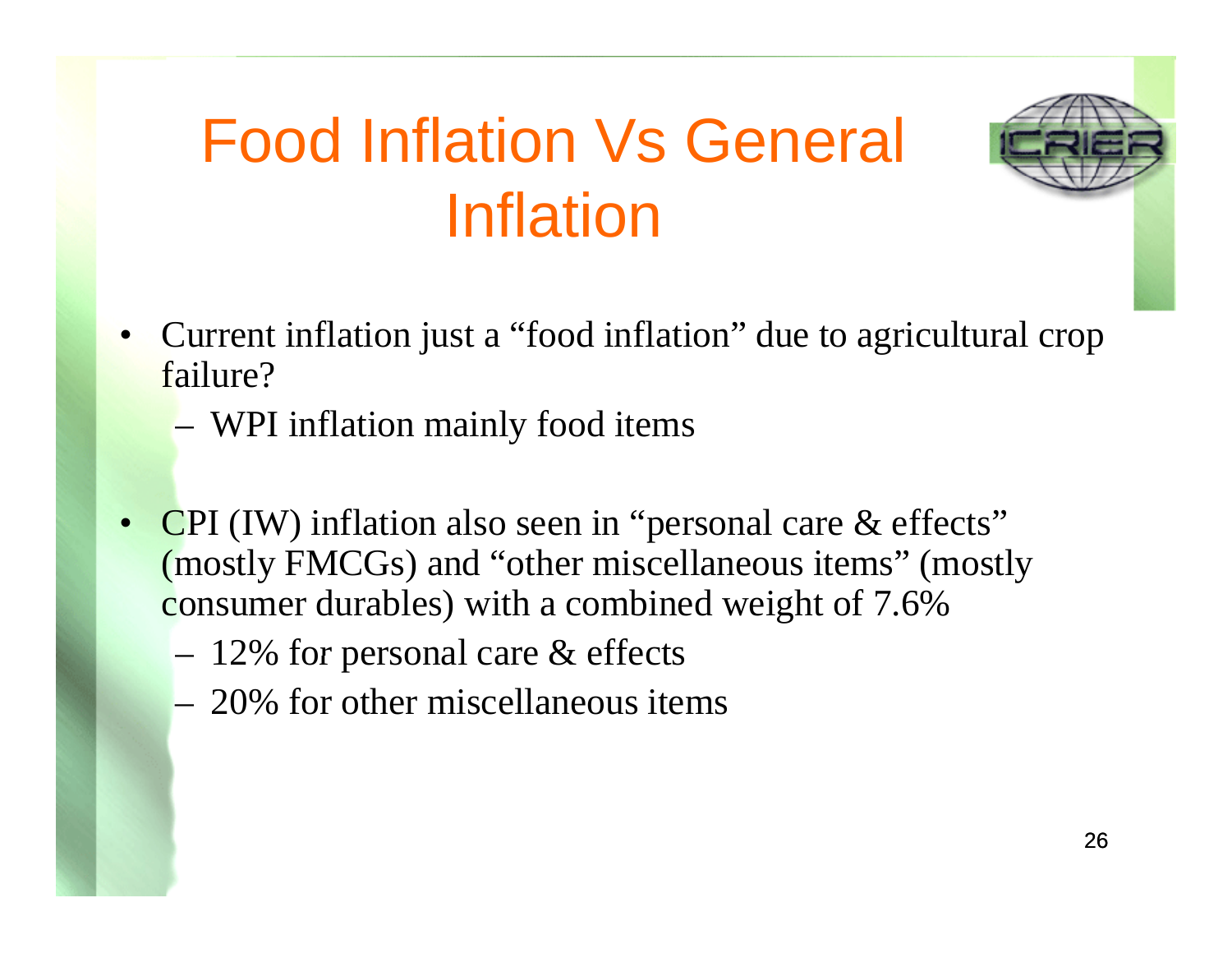# Food Inflation Vs General Inflation

- Current inflation just a "food inflation" due to agricultural crop failure?
  - WPI inflation mainly food items

- CPI (IW) inflation also seen in "personal care & effects" (mostly FMCGs) and "other miscellaneous items" (mostly consumer durables) with a combined weight of 7.6%
  - 12% for personal care & effects
  - 20% for other miscellaneous items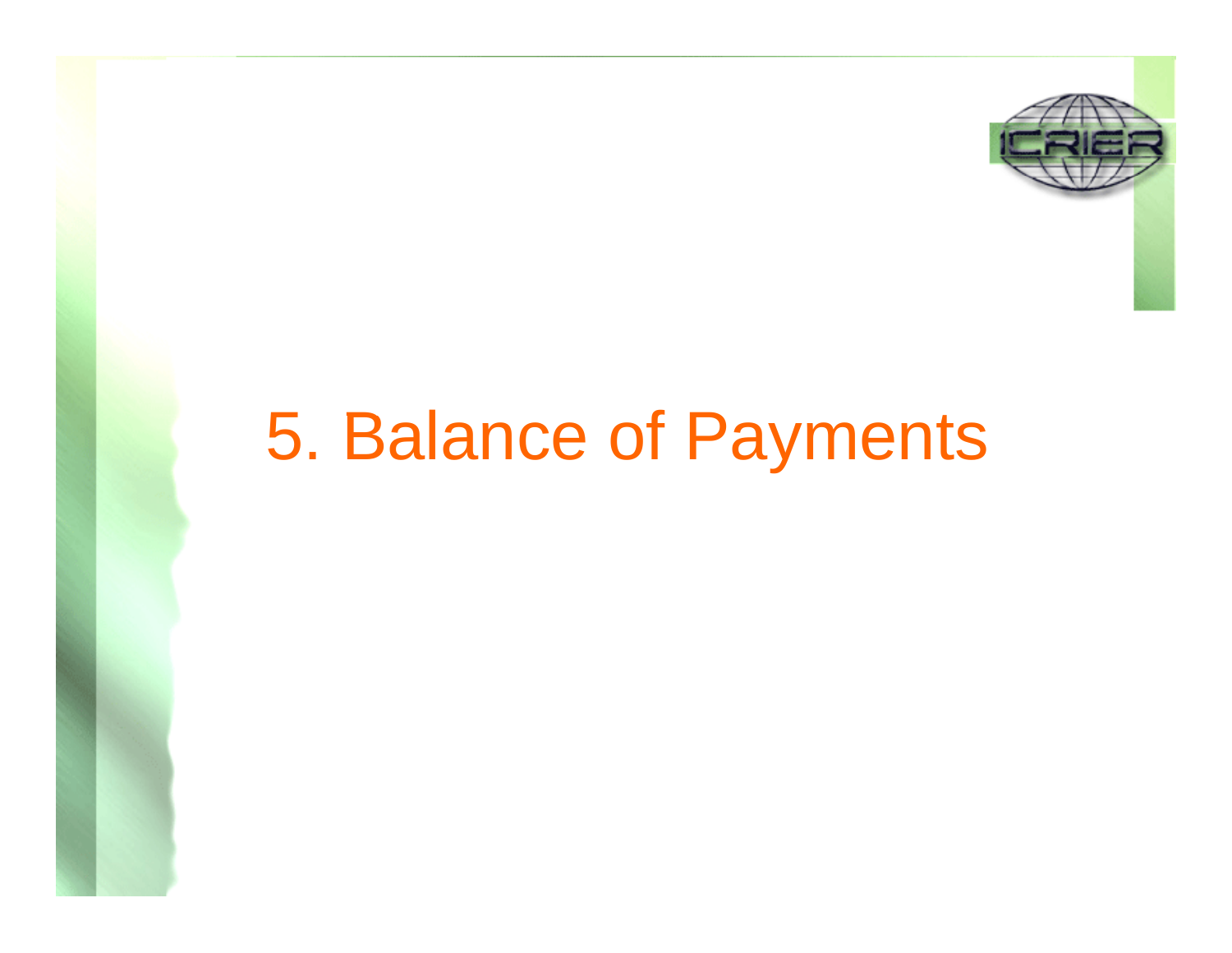# 5. Balance of Payments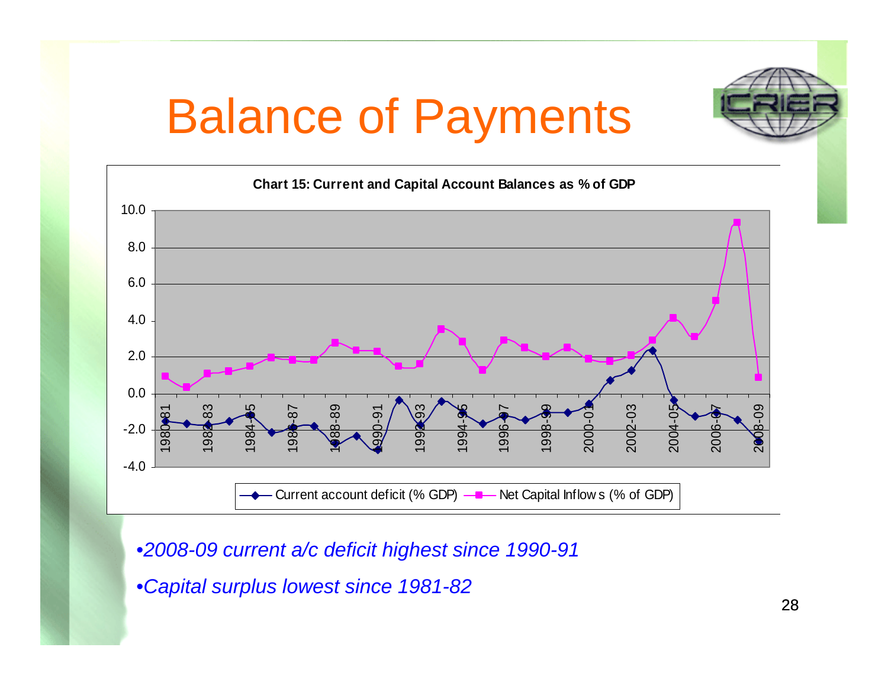# Balance of Payments

**Chart 15: Current and Capital Account Balances as % of GDP**

- *2008-09 current a/c deficit highest since 1990-91*
- *Capital surplus lowest since 1981-82*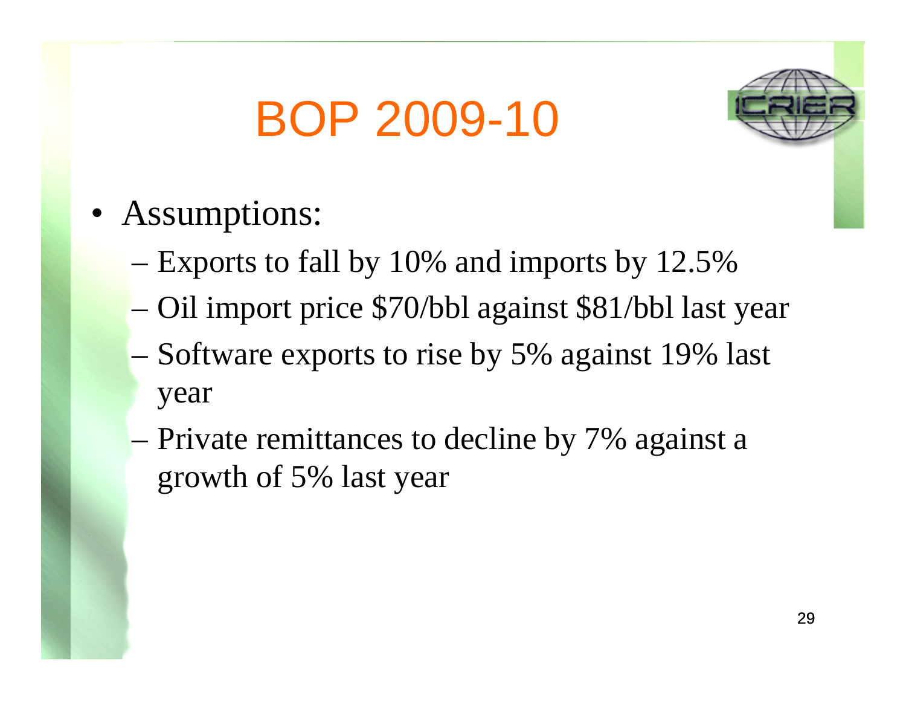# BOP 2009-10

- Assumptions:
  - Exports to fall by 10% and imports by 12.5%
  - Oil import price $70/bbl against $81/bbl last year
  - Software exports to rise by 5% against 19% last year
  - Private remittances to decline by 7% against a growth of 5% last year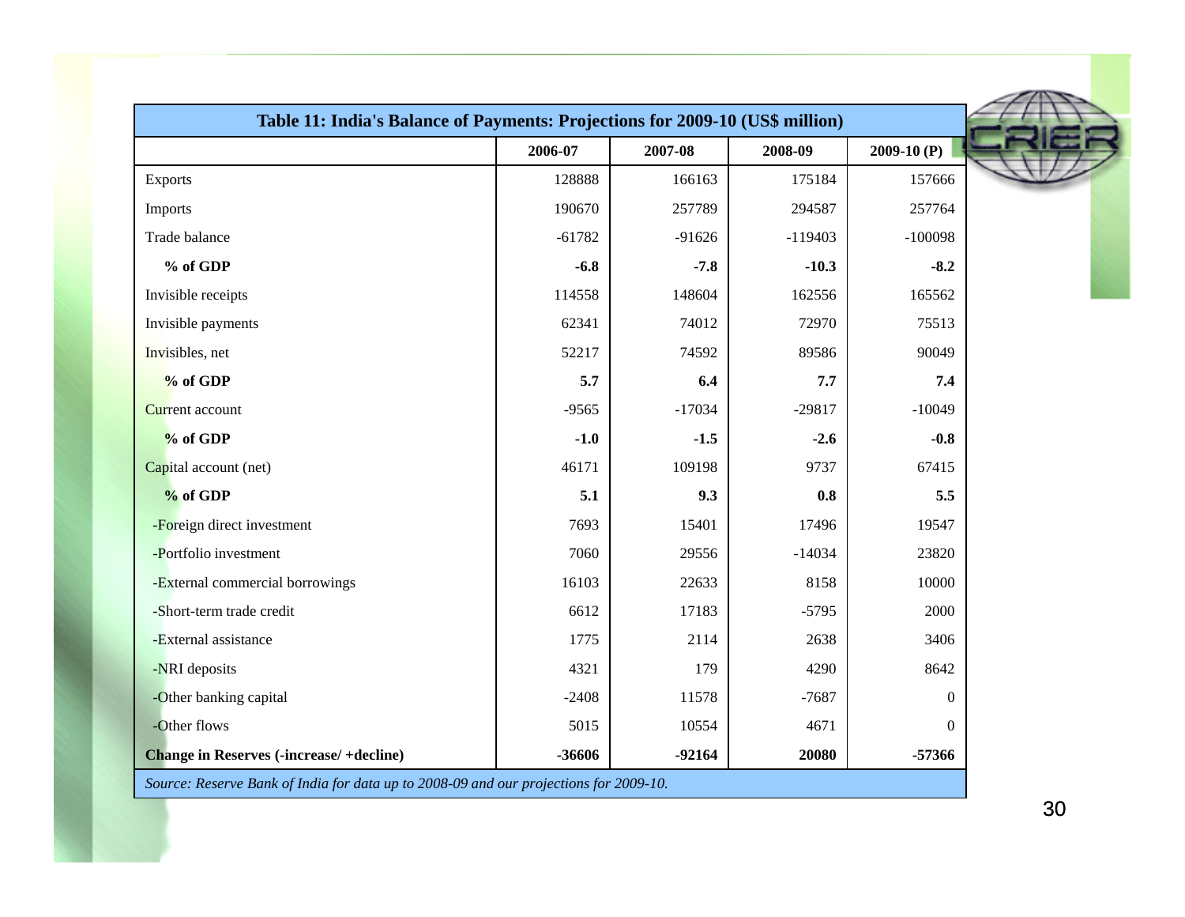**Table 11: India's Balance of Payments: Projections for 2009-10 (US$ million)**

| | 2006-07 | 2007-08 | 2008-09 | 2009-10 (P) |
|---|---|---|---|---|
| Exports | 128888 | 166163 | 175184 | 157666 |
| Imports | 190670 | 257789 | 294587 | 257764 |
| Trade balance | -61782 | -91626 | -119403 | -100098 |
| **% of GDP** | **-6.8** | **-7.8** | **-10.3** | **-8.2** |
| Invisible receipts | 114558 | 148604 | 162556 | 165562 |
| Invisible payments | 62341 | 74012 | 72970 | 75513 |
| Invisibles, net | 52217 | 74592 | 89586 | 90049 |
| **% of GDP** | **5.7** | **6.4** | **7.7** | **7.4** |
| Current account | -9565 | -17034 | -29817 | -10049 |
| **% of GDP** | **-1.0** | **-1.5** | **-2.6** | **-0.8** |
| Capital account (net) | 46171 | 109198 | 9737 | 67415 |
| **% of GDP** | **5.1** | **9.3** | **0.8** | **5.5** |
| -Foreign direct investment | 7693 | 15401 | 17496 | 19547 |
| -Portfolio investment | 7060 | 29556 | -14034 | 23820 |
| -External commercial borrowings | 16103 | 22633 | 8158 | 10000 |
| -Short-term trade credit | 6612 | 17183 | -5795 | 2000 |
| -External assistance | 1775 | 2114 | 2638 | 3406 |
| -NRI deposits | 4321 | 179 | 4290 | 8642 |
| -Other banking capital | -2408 | 11578 | -7687 | 0 |
| -Other flows | 5015 | 10554 | 4671 | 0 |
| **Change in Reserves (-increase/ +decline)** | **-36606** | **-92164** | **20080** | **-57366** |

*Source: Reserve Bank of India for data up to 2008-09 and our projections for 2009-10.*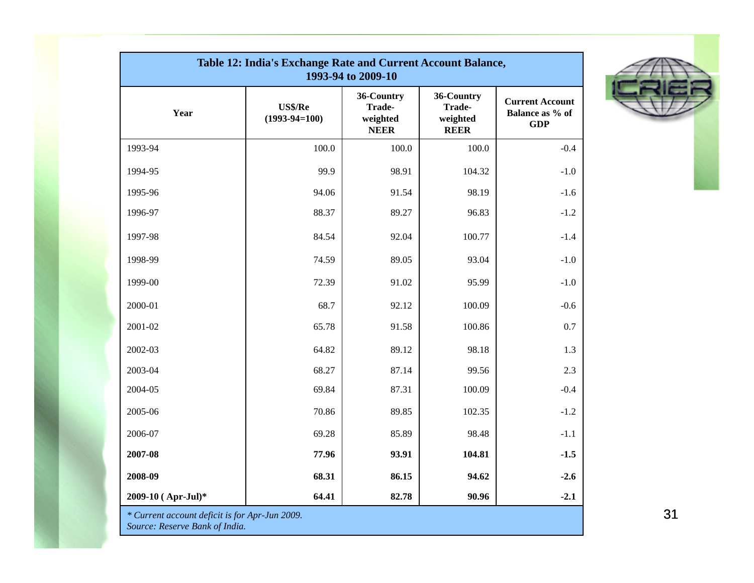**Table 12: India's Exchange Rate and Current Account Balance, 1993-94 to 2009-10**

| Year | US$/Re (1993-94=100) | 36-Country Trade-weighted NEER | 36-Country Trade-weighted REER | Current Account Balance as % of GDP |
|---|---|---|---|---|
| 1993-94 | 100.0 | 100.0 | 100.0 | -0.4 |
| 1994-95 | 99.9 | 98.91 | 104.32 | -1.0 |
| 1995-96 | 94.06 | 91.54 | 98.19 | -1.6 |
| 1996-97 | 88.37 | 89.27 | 96.83 | -1.2 |
| 1997-98 | 84.54 | 92.04 | 100.77 | -1.4 |
| 1998-99 | 74.59 | 89.05 | 93.04 | -1.0 |
| 1999-00 | 72.39 | 91.02 | 95.99 | -1.0 |
| 2000-01 | 68.7 | 92.12 | 100.09 | -0.6 |
| 2001-02 | 65.78 | 91.58 | 100.86 | 0.7 |
| 2002-03 | 64.82 | 89.12 | 98.18 | 1.3 |
| 2003-04 | 68.27 | 87.14 | 99.56 | 2.3 |
| 2004-05 | 69.84 | 87.31 | 100.09 | -0.4 |
| 2005-06 | 70.86 | 89.85 | 102.35 | -1.2 |
| 2006-07 | 69.28 | 85.89 | 98.48 | -1.1 |
| **2007-08** | **77.96** | **93.91** | **104.81** | **-1.5** |
| **2008-09** | **68.31** | **86.15** | **94.62** | **-2.6** |
| **2009-10 ( Apr-Jul)*** | **64.41** | **82.78** | **90.96** | **-2.1** |

*\* Current account deficit is for Apr-Jun 2009.*
*Source: Reserve Bank of India.*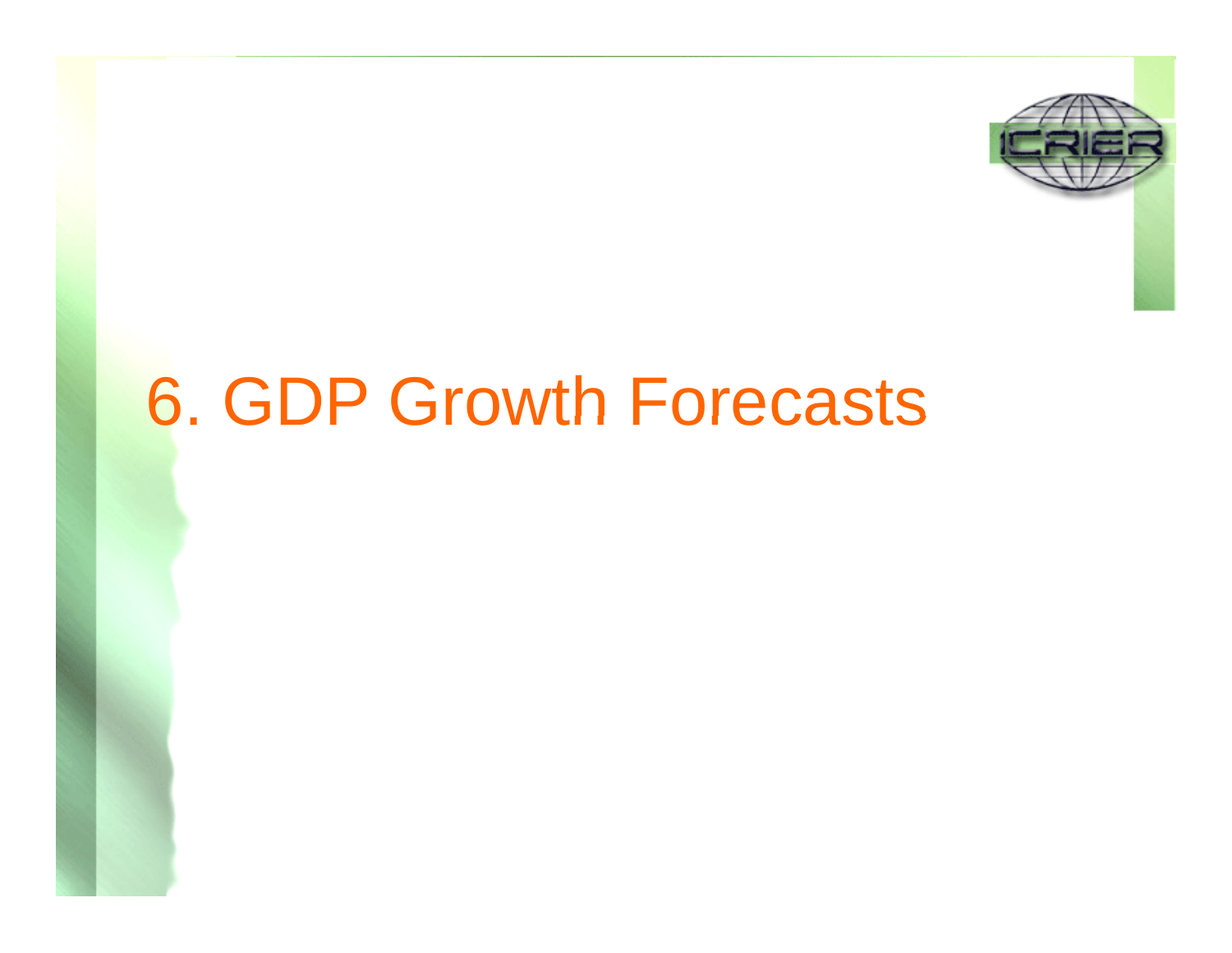# 6. GDP Growth Forecasts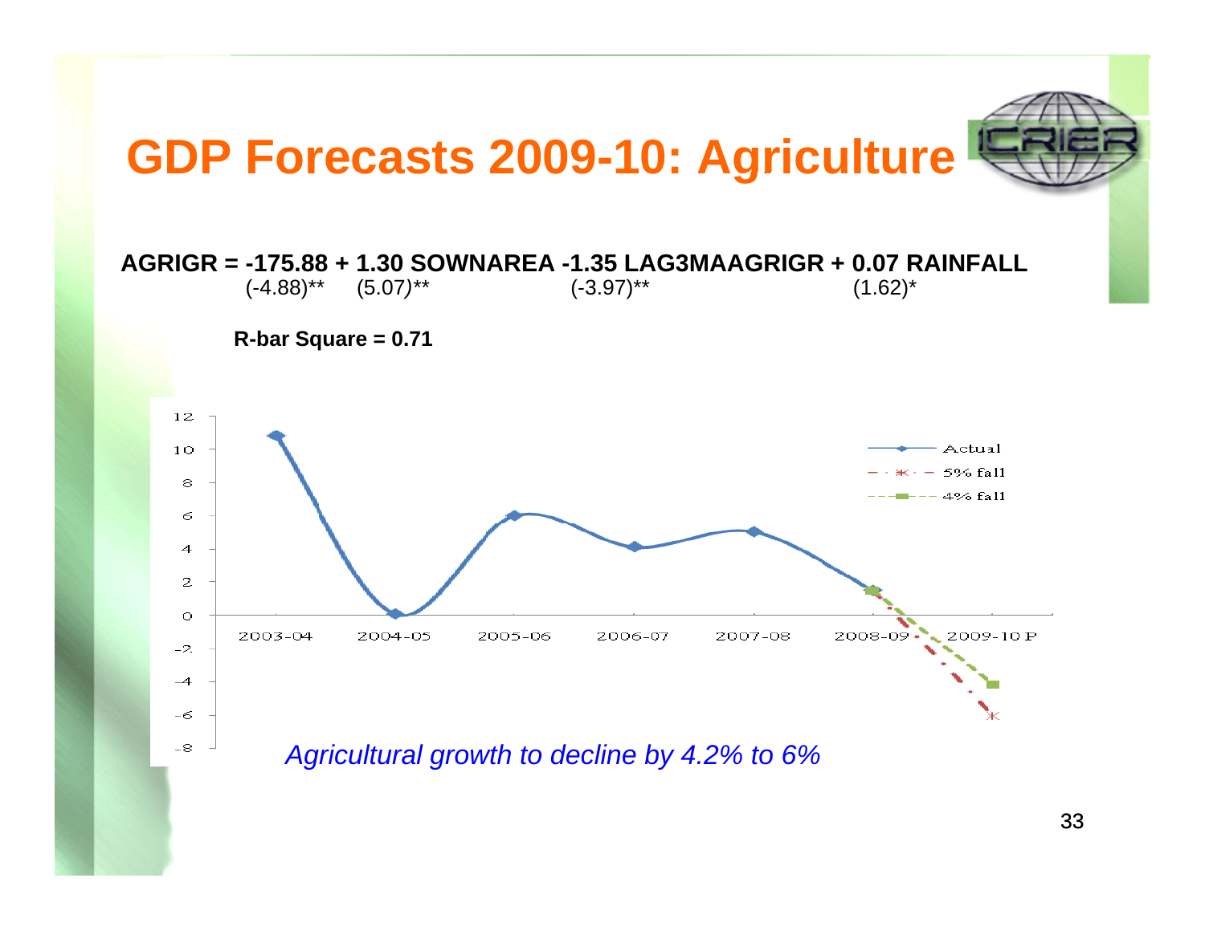# GDP Forecasts 2009-10: Agriculture

**AGRIGR = -175.88 + 1.30 SOWNAREA -1.35 LAG3MAAGRIGR + 0.07 RAINFALL**
(-4.88)** (5.07)** (-3.97)** (1.62)*

**R-bar Square = 0.71**

*Agricultural growth to decline by 4.2% to 6%*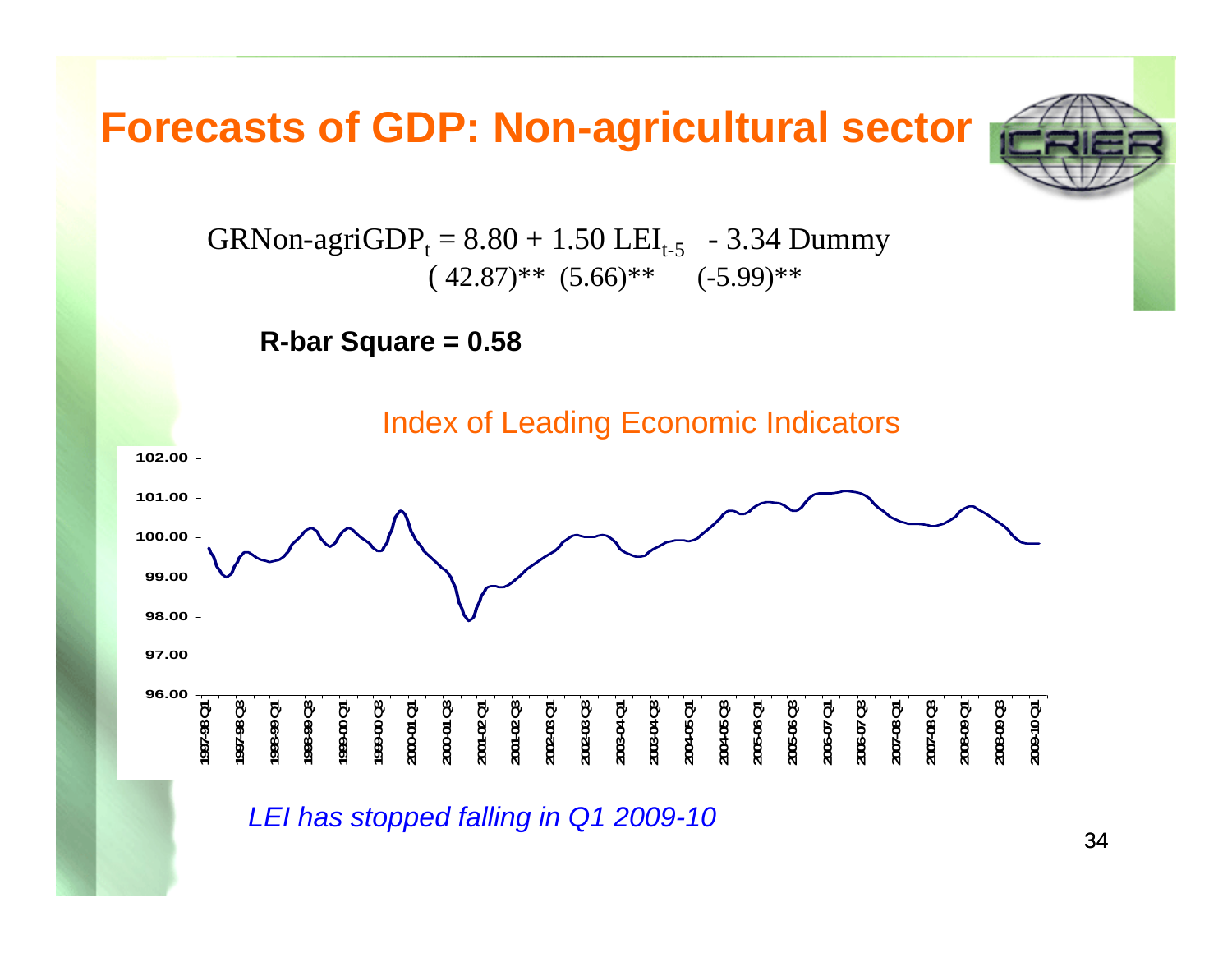# Forecasts of GDP: Non-agricultural sector

$$GRNon\text{-}agriGDP_t = 8.80 + 1.50\ LEI_{t-5} - 3.34\ Dummy$$
$$(42.87)^{**}\quad (5.66)^{**}\quad (-5.99)^{**}$$

**R-bar Square = 0.58**

Index of Leading Economic Indicators

*LEI has stopped falling in Q1 2009-10*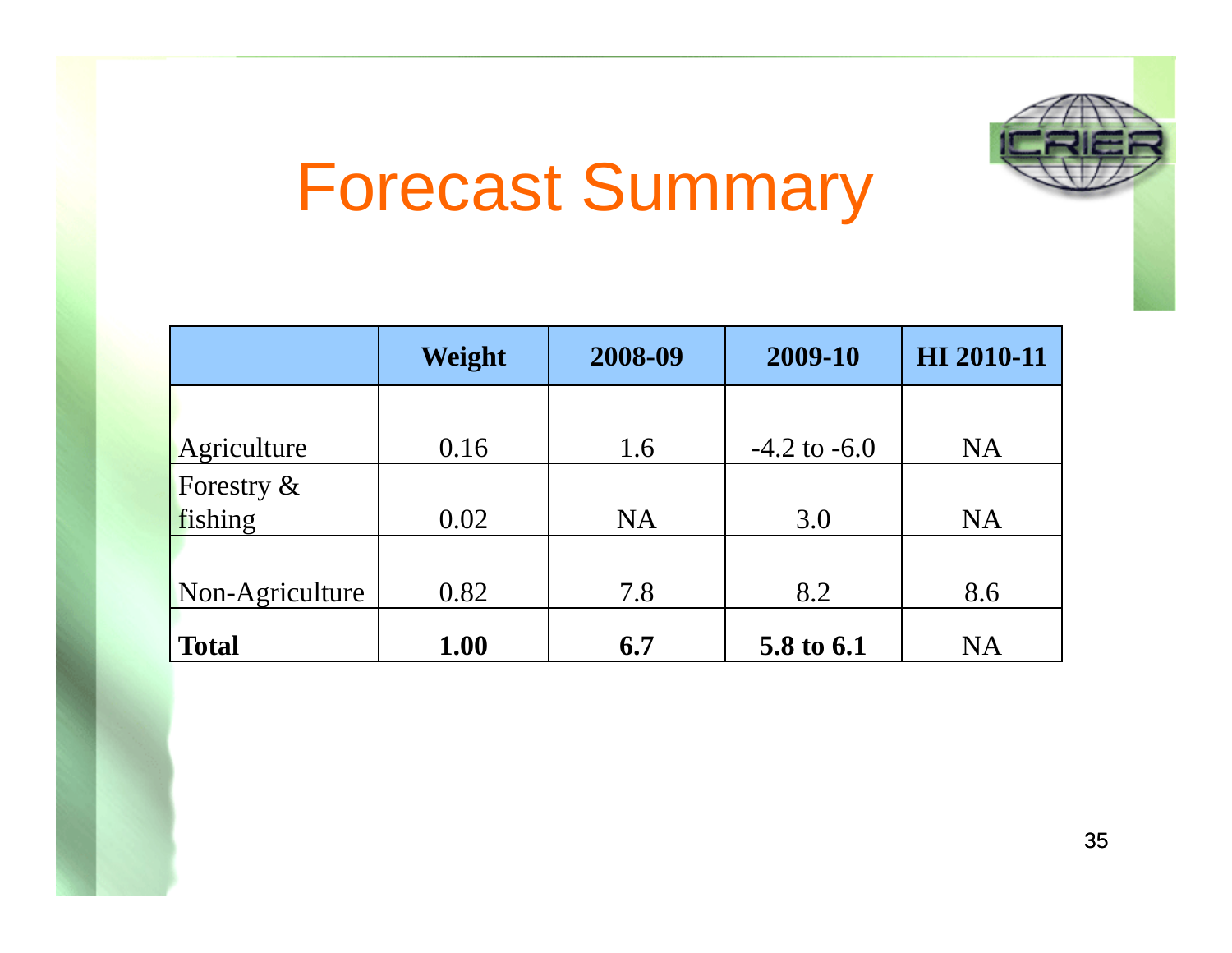# Forecast Summary

| | **Weight** | **2008-09** | **2009-10** | **HI 2010-11** |
|---|---|---|---|---|
| Agriculture | 0.16 | 1.6 | -4.2 to -6.0 | NA |
| Forestry & fishing | 0.02 | NA | 3.0 | NA |
| Non-Agriculture | 0.82 | 7.8 | 8.2 | 8.6 |
| **Total** | **1.00** | **6.7** | **5.8 to 6.1** | NA |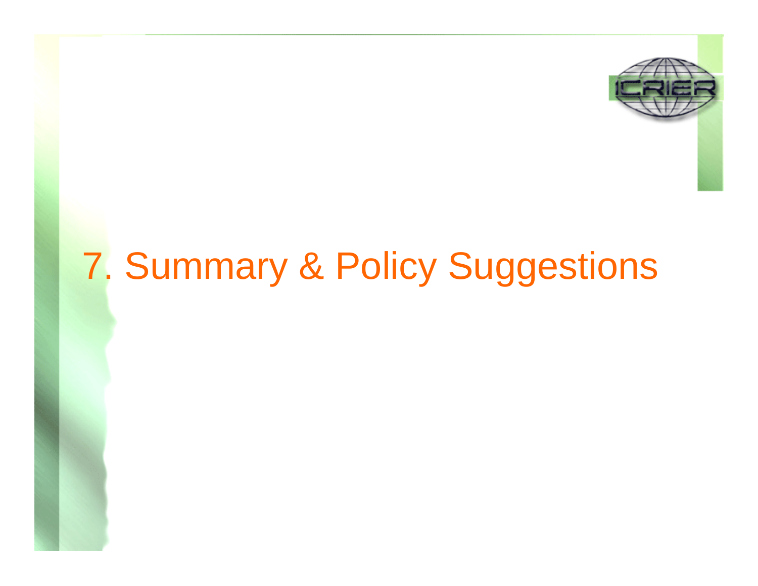# 7. Summary & Policy Suggestions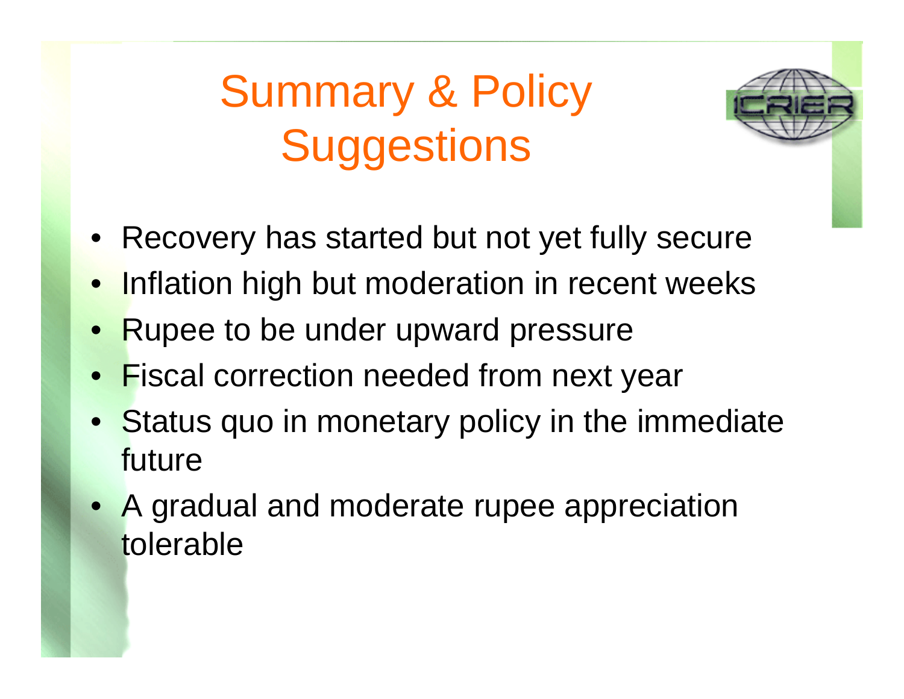# Summary & Policy Suggestions

- Recovery has started but not yet fully secure
- Inflation high but moderation in recent weeks
- Rupee to be under upward pressure
- Fiscal correction needed from next year
- Status quo in monetary policy in the immediate future
- A gradual and moderate rupee appreciation tolerable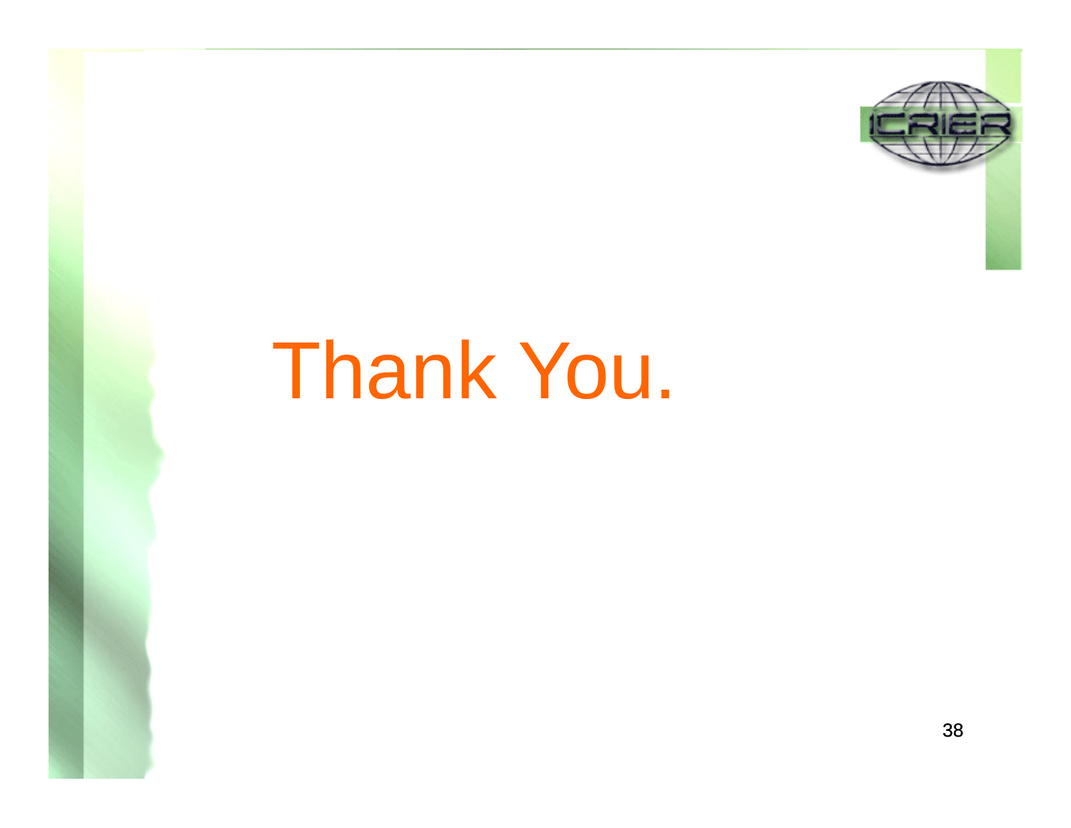# Thank You.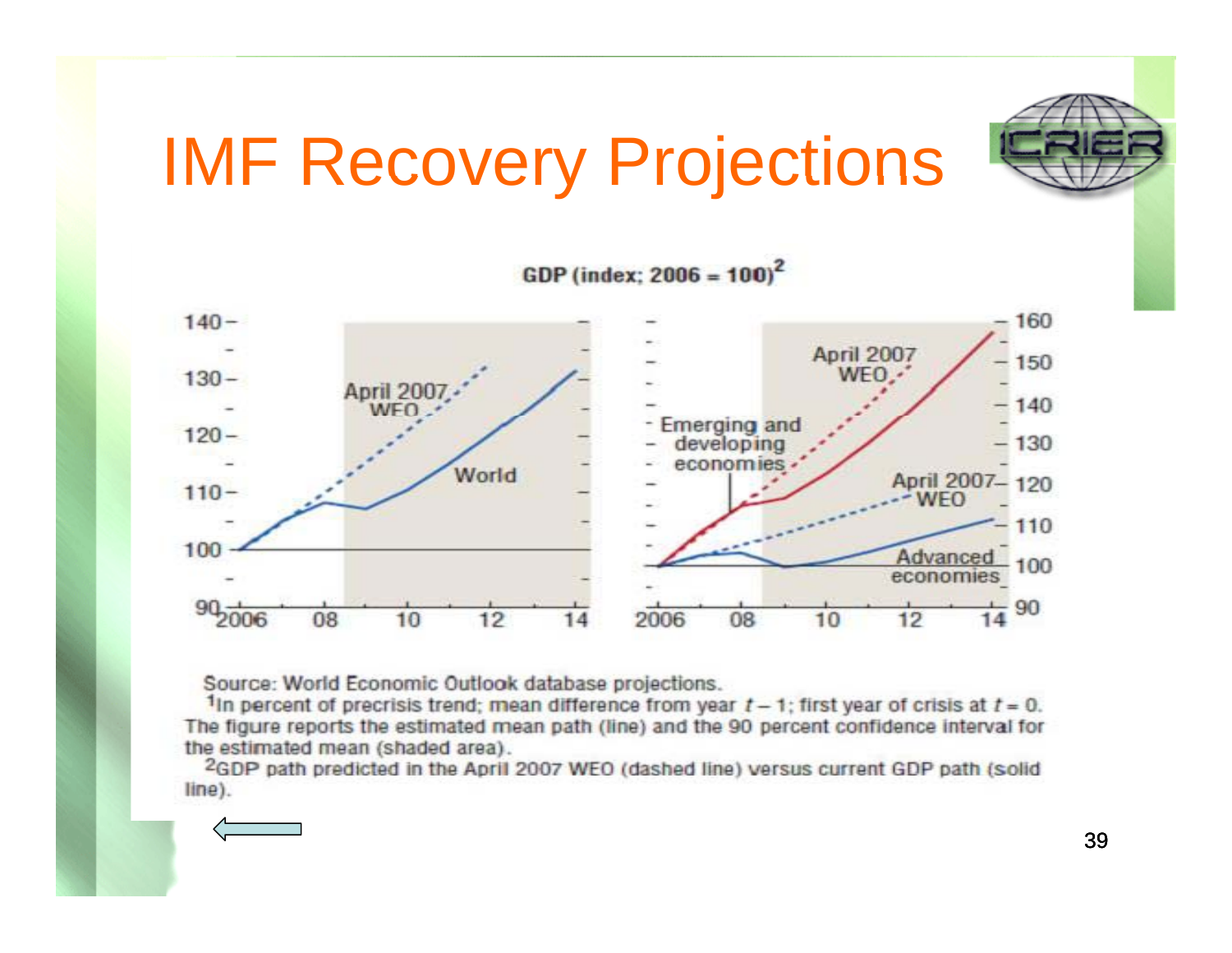# IMF Recovery Projections

GDP (index; 2006 = 100)[2]

Source: World Economic Outlook database projections.

[1]In percent of precrisis trend; mean difference from year $t-1$; first year of crisis at $t = 0$. The figure reports the estimated mean path (line) and the 90 percent confidence interval for the estimated mean (shaded area).

[2]GDP path predicted in the April 2007 WEO (dashed line) versus current GDP path (solid line).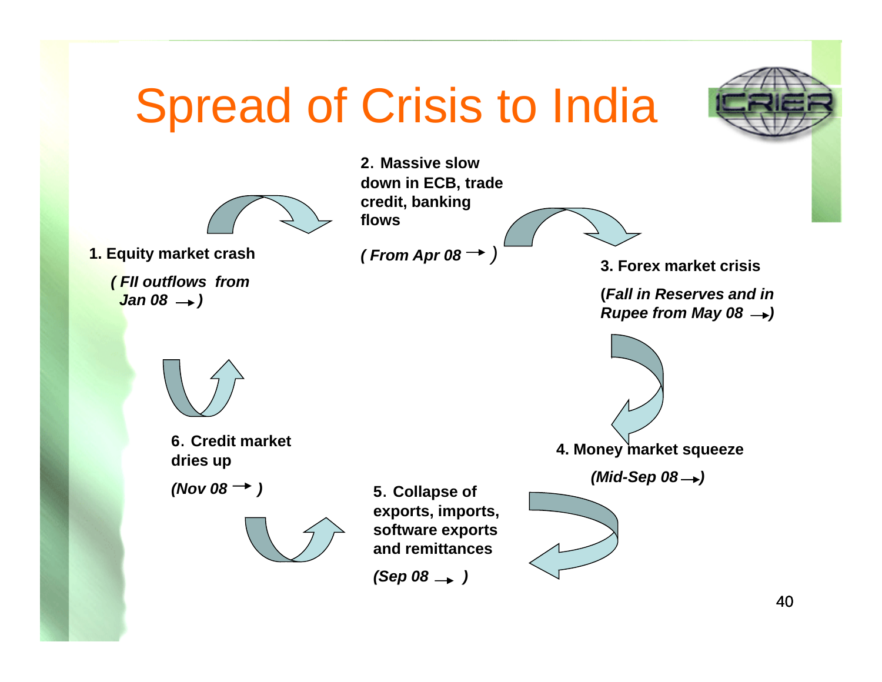# Spread of Crisis to India

**1. Equity market crash**

***( FII outflows from Jan 08 → )***

**2. Massive slow down in ECB, trade credit, banking flows**

***( From Apr 08 → )***

**3. Forex market crisis**

**(*Fall in Reserves and in Rupee from May 08 →*)**

**4. Money market squeeze**

***(Mid-Sep 08 →)***

**5. Collapse of exports, imports, software exports and remittances**

***(Sep 08 → )***

**6. Credit market dries up**

***(Nov 08 → )***